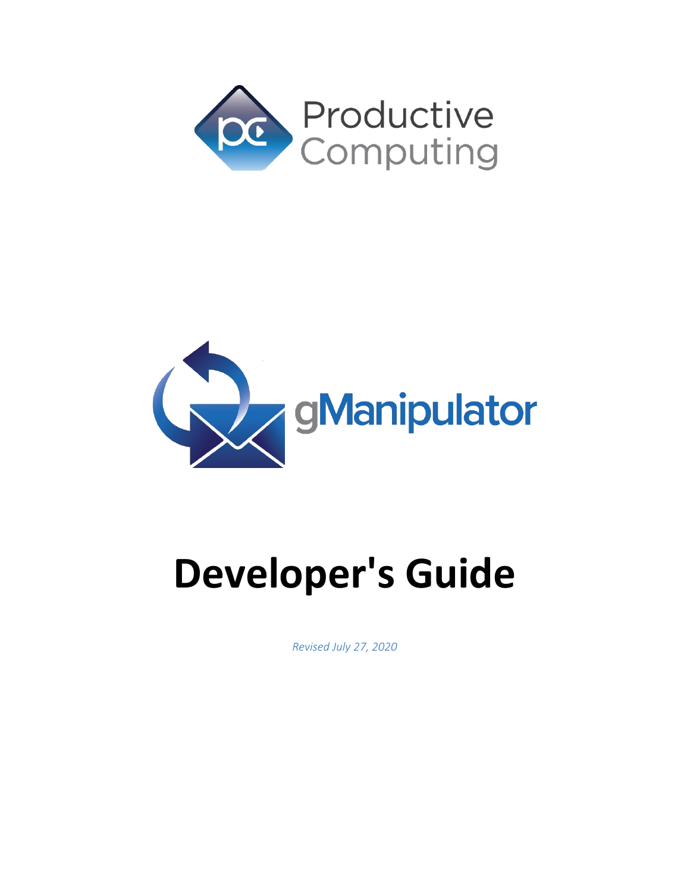Productive Computing

gManipulator

# Developer's Guide

*Revised July 27, 2020*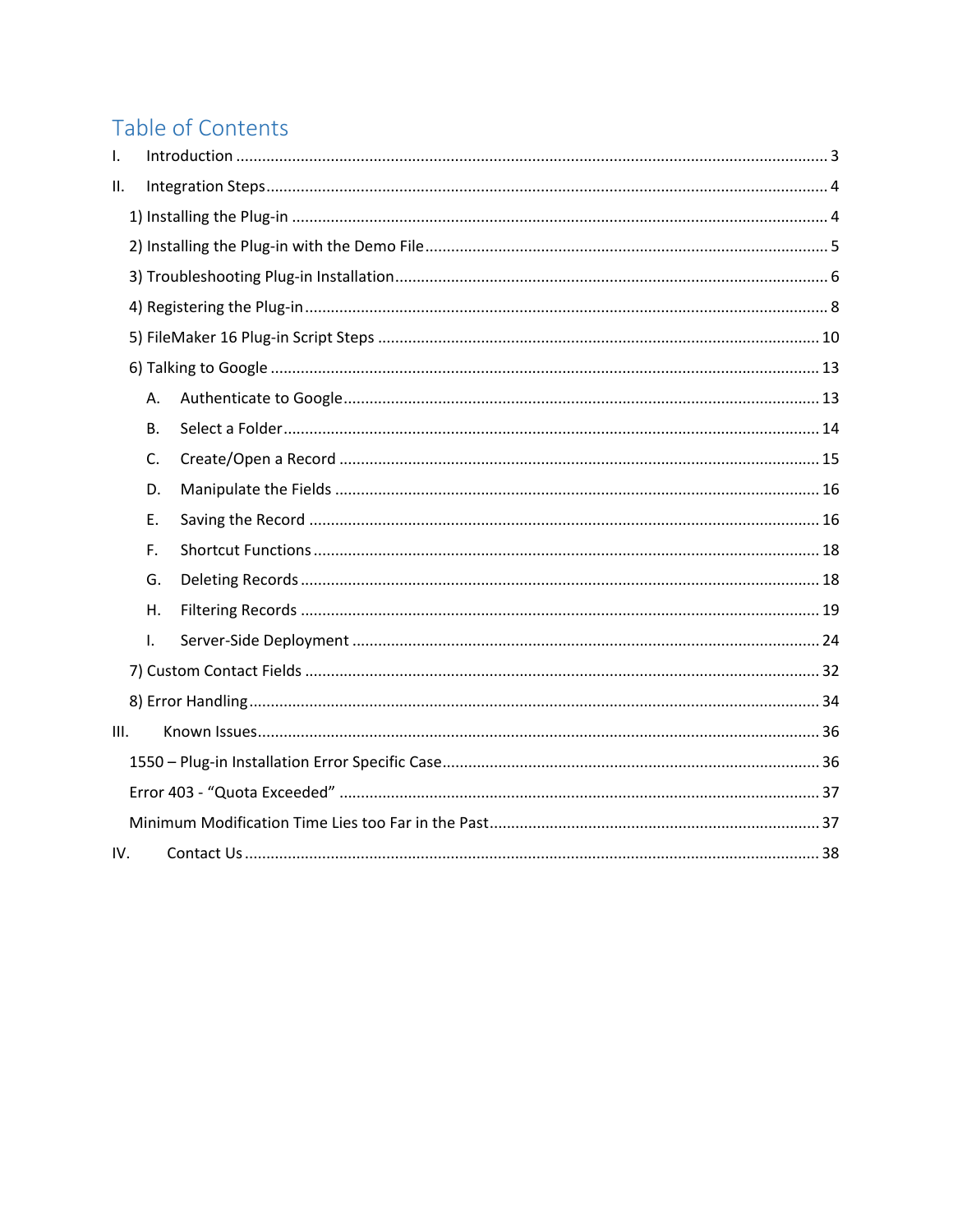# Table of Contents

I. Introduction ........................................................ 3

II. Integration Steps ........................................................ 4

- 1) Installing the Plug-in ........................................................ 4
- 2) Installing the Plug-in with the Demo File ........................................................ 5
- 3) Troubleshooting Plug-in Installation ........................................................ 6
- 4) Registering the Plug-in ........................................................ 8
- 5) FileMaker 16 Plug-in Script Steps ........................................................ 10
- 6) Talking to Google ........................................................ 13
  - A. Authenticate to Google ........................................................ 13
  - B. Select a Folder ........................................................ 14
  - C. Create/Open a Record ........................................................ 15
  - D. Manipulate the Fields ........................................................ 16
  - E. Saving the Record ........................................................ 16
  - F. Shortcut Functions ........................................................ 18
  - G. Deleting Records ........................................................ 18
  - H. Filtering Records ........................................................ 19
  - I. Server-Side Deployment ........................................................ 24
- 7) Custom Contact Fields ........................................................ 32
- 8) Error Handling ........................................................ 34

III. Known Issues ........................................................ 36

- 1550 – Plug-in Installation Error Specific Case ........................................................ 36
- Error 403 - "Quota Exceeded" ........................................................ 37
- Minimum Modification Time Lies too Far in the Past ........................................................ 37

IV. Contact Us ........................................................ 38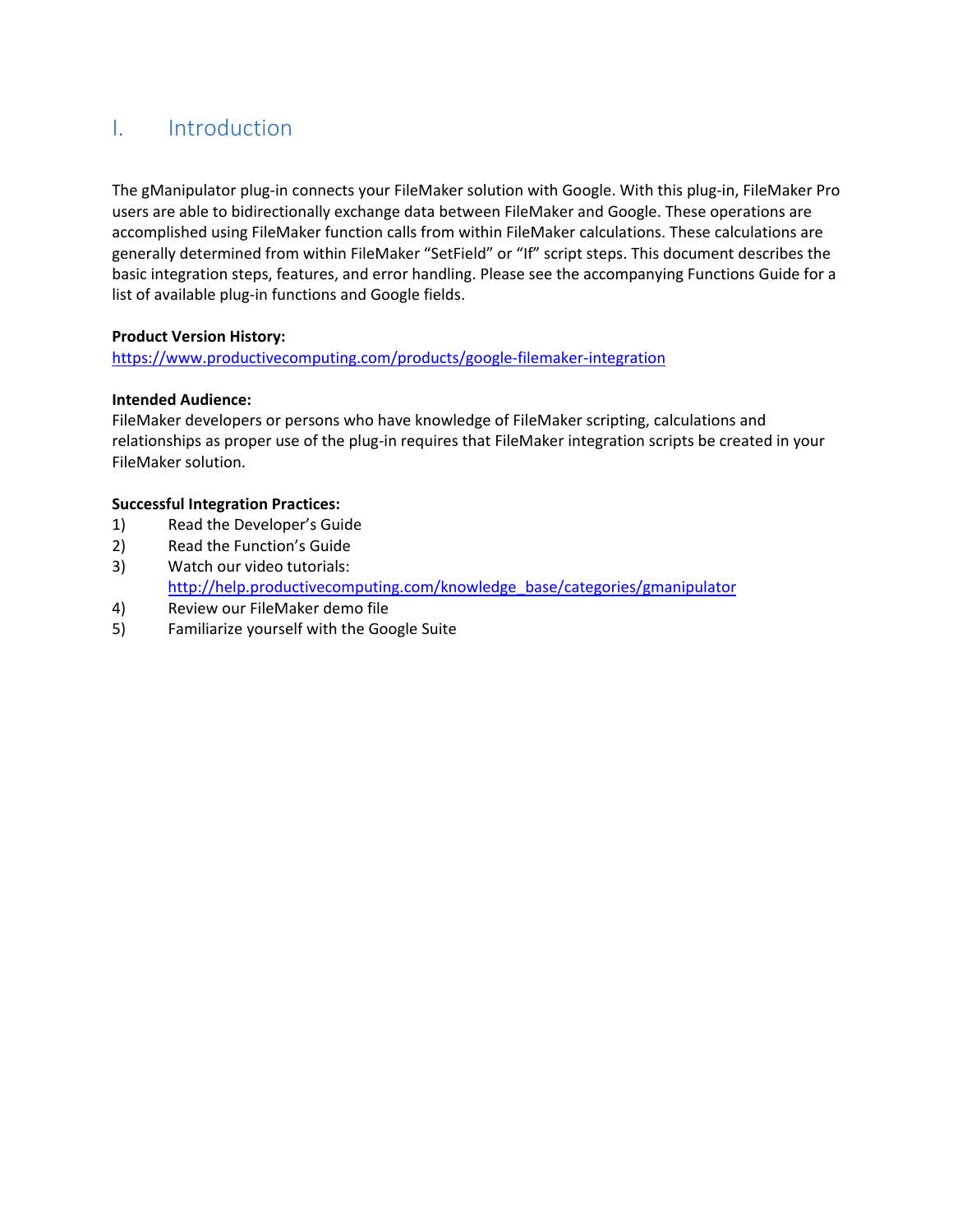# I. Introduction

The gManipulator plug-in connects your FileMaker solution with Google. With this plug-in, FileMaker Pro users are able to bidirectionally exchange data between FileMaker and Google. These operations are accomplished using FileMaker function calls from within FileMaker calculations. These calculations are generally determined from within FileMaker “SetField” or “If” script steps. This document describes the basic integration steps, features, and error handling. Please see the accompanying Functions Guide for a list of available plug-in functions and Google fields.

**Product Version History:**
https://www.productivecomputing.com/products/google-filemaker-integration

**Intended Audience:**
FileMaker developers or persons who have knowledge of FileMaker scripting, calculations and relationships as proper use of the plug-in requires that FileMaker integration scripts be created in your FileMaker solution.

**Successful Integration Practices:**

1) Read the Developer’s Guide
2) Read the Function’s Guide
3) Watch our video tutorials:
   http://help.productivecomputing.com/knowledge_base/categories/gmanipulator
4) Review our FileMaker demo file
5) Familiarize yourself with the Google Suite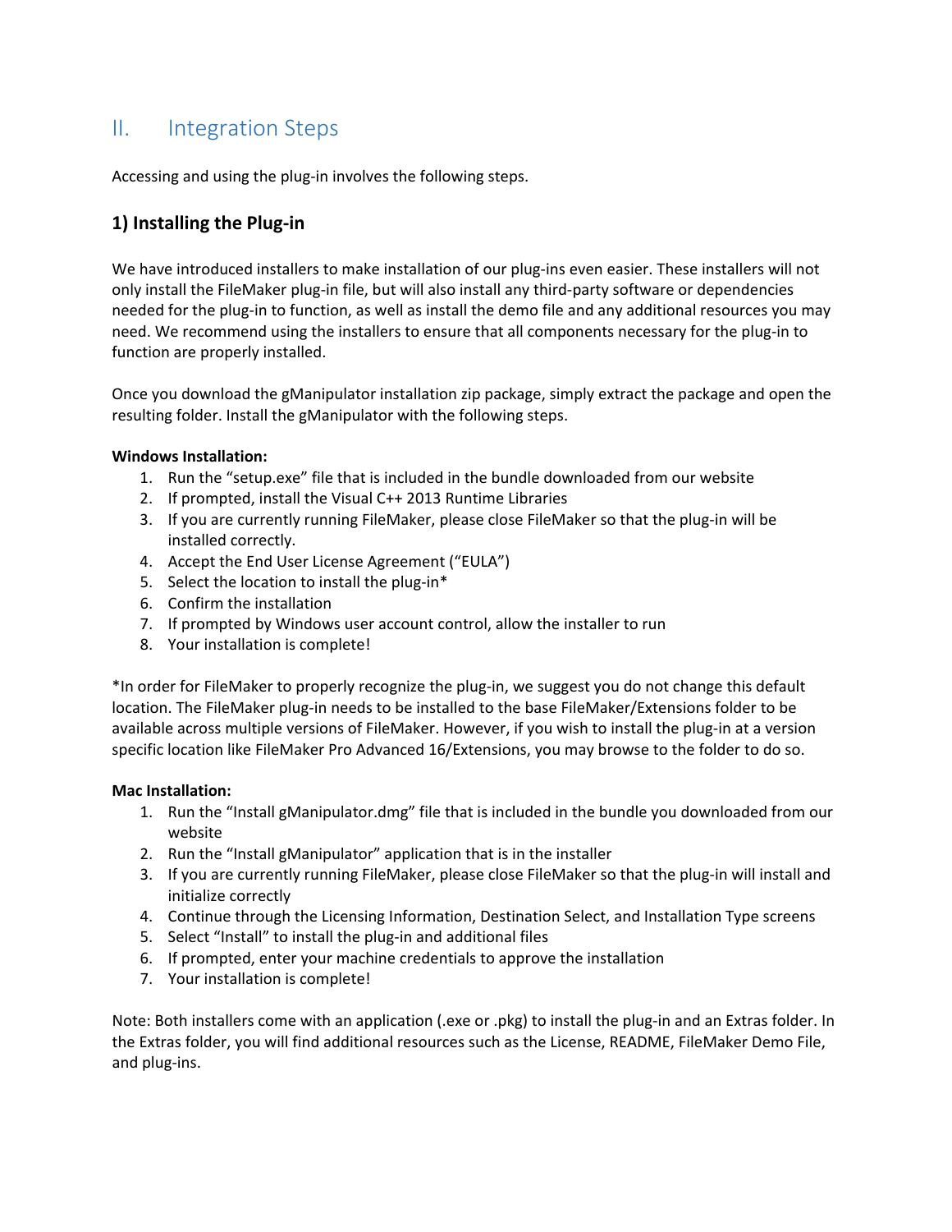## II. Integration Steps

Accessing and using the plug-in involves the following steps.

### 1) Installing the Plug-in

We have introduced installers to make installation of our plug-ins even easier. These installers will not only install the FileMaker plug-in file, but will also install any third-party software or dependencies needed for the plug-in to function, as well as install the demo file and any additional resources you may need. We recommend using the installers to ensure that all components necessary for the plug-in to function are properly installed.

Once you download the gManipulator installation zip package, simply extract the package and open the resulting folder. Install the gManipulator with the following steps.

**Windows Installation:**

1. Run the "setup.exe" file that is included in the bundle downloaded from our website
2. If prompted, install the Visual C++ 2013 Runtime Libraries
3. If you are currently running FileMaker, please close FileMaker so that the plug-in will be installed correctly.
4. Accept the End User License Agreement ("EULA")
5. Select the location to install the plug-in*
6. Confirm the installation
7. If prompted by Windows user account control, allow the installer to run
8. Your installation is complete!

*In order for FileMaker to properly recognize the plug-in, we suggest you do not change this default location. The FileMaker plug-in needs to be installed to the base FileMaker/Extensions folder to be available across multiple versions of FileMaker. However, if you wish to install the plug-in at a version specific location like FileMaker Pro Advanced 16/Extensions, you may browse to the folder to do so.

**Mac Installation:**

1. Run the "Install gManipulator.dmg" file that is included in the bundle you downloaded from our website
2. Run the "Install gManipulator" application that is in the installer
3. If you are currently running FileMaker, please close FileMaker so that the plug-in will install and initialize correctly
4. Continue through the Licensing Information, Destination Select, and Installation Type screens
5. Select "Install" to install the plug-in and additional files
6. If prompted, enter your machine credentials to approve the installation
7. Your installation is complete!

Note: Both installers come with an application (.exe or .pkg) to install the plug-in and an Extras folder. In the Extras folder, you will find additional resources such as the License, README, FileMaker Demo File, and plug-ins.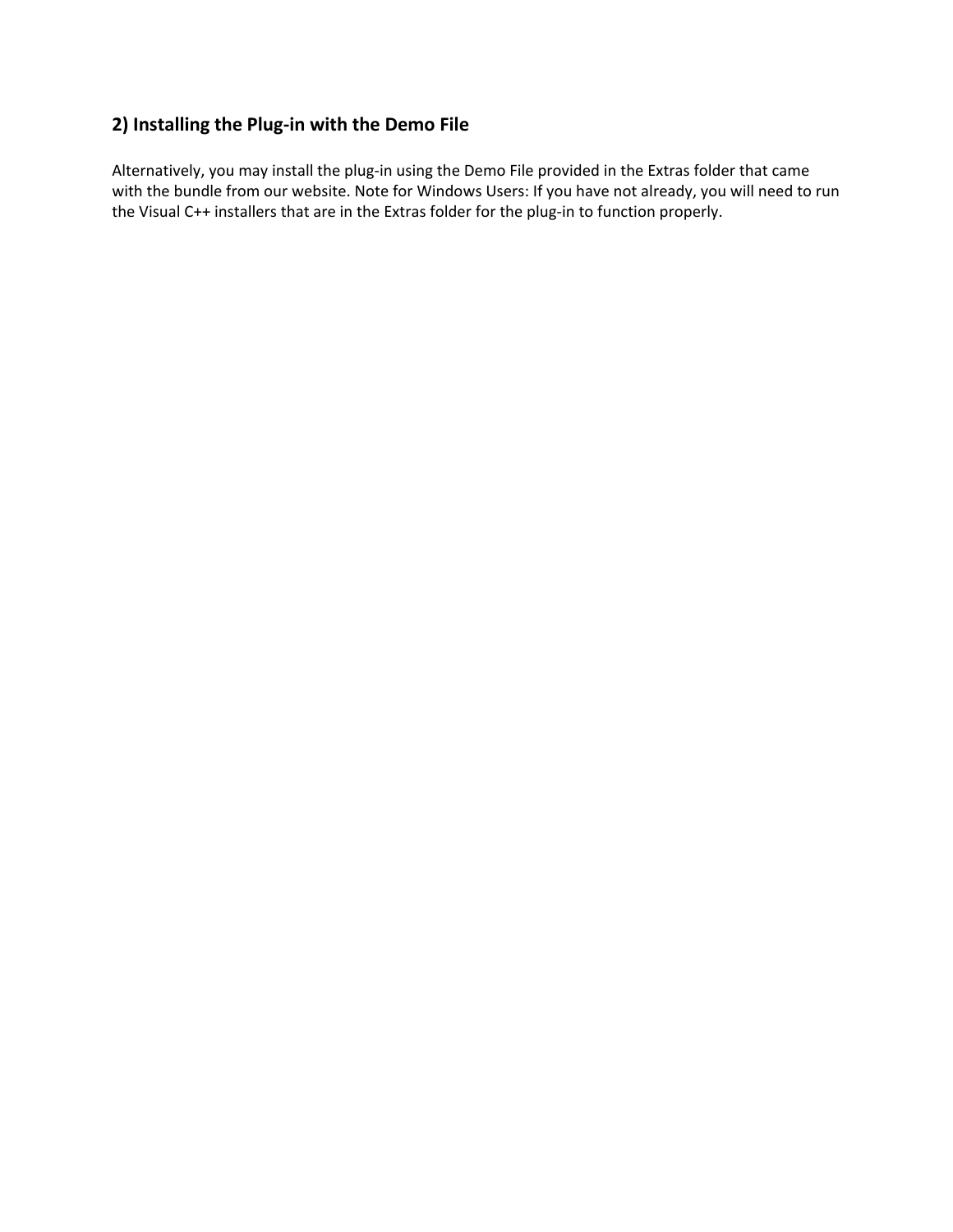## 2) Installing the Plug-in with the Demo File

Alternatively, you may install the plug-in using the Demo File provided in the Extras folder that came with the bundle from our website. Note for Windows Users: If you have not already, you will need to run the Visual C++ installers that are in the Extras folder for the plug-in to function properly.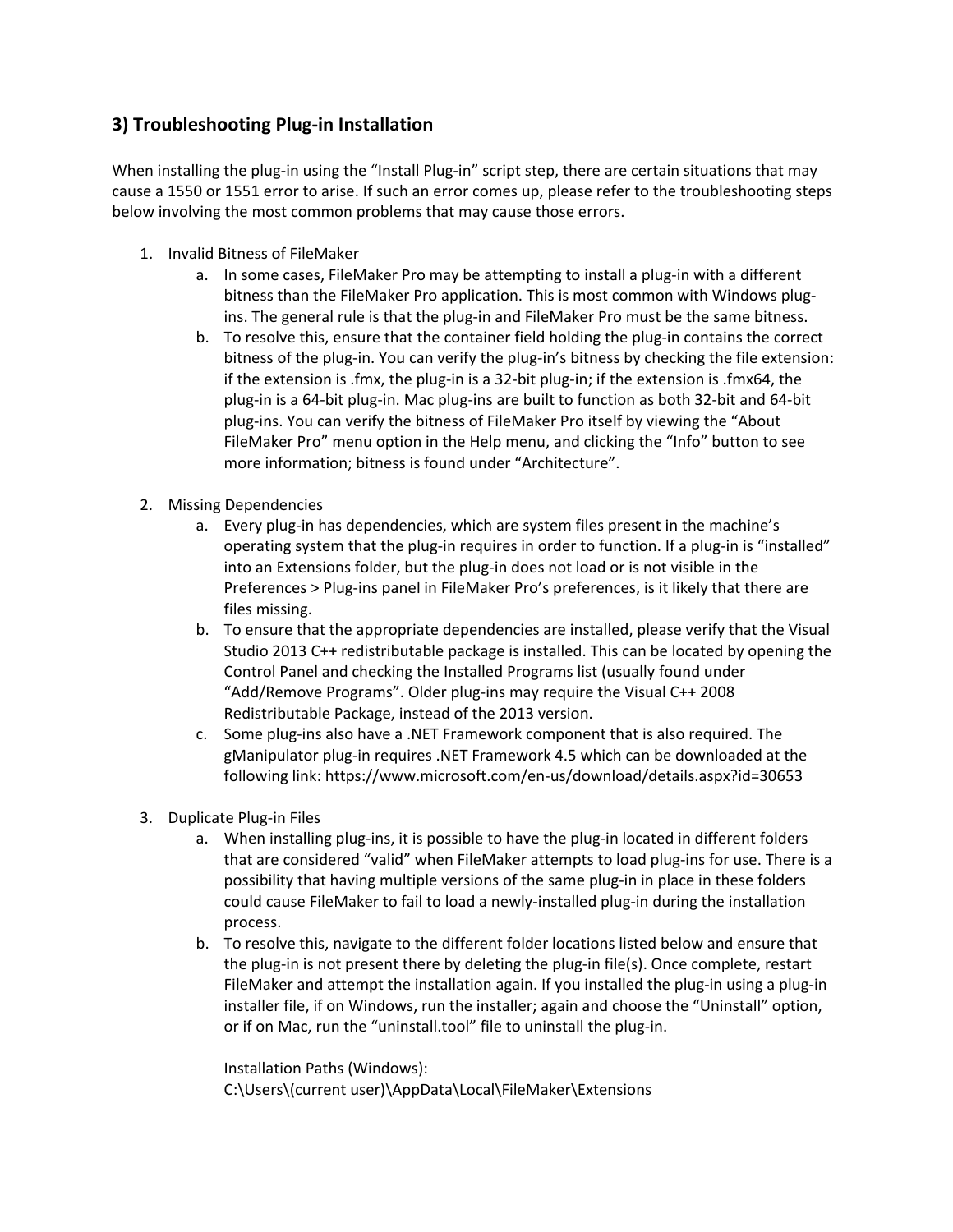## 3) Troubleshooting Plug-in Installation

When installing the plug-in using the "Install Plug-in" script step, there are certain situations that may cause a 1550 or 1551 error to arise. If such an error comes up, please refer to the troubleshooting steps below involving the most common problems that may cause those errors.

1. Invalid Bitness of FileMaker
   a. In some cases, FileMaker Pro may be attempting to install a plug-in with a different bitness than the FileMaker Pro application. This is most common with Windows plug-ins. The general rule is that the plug-in and FileMaker Pro must be the same bitness.
   b. To resolve this, ensure that the container field holding the plug-in contains the correct bitness of the plug-in. You can verify the plug-in's bitness by checking the file extension: if the extension is .fmx, the plug-in is a 32-bit plug-in; if the extension is .fmx64, the plug-in is a 64-bit plug-in. Mac plug-ins are built to function as both 32-bit and 64-bit plug-ins. You can verify the bitness of FileMaker Pro itself by viewing the "About FileMaker Pro" menu option in the Help menu, and clicking the "Info" button to see more information; bitness is found under "Architecture".

2. Missing Dependencies
   a. Every plug-in has dependencies, which are system files present in the machine's operating system that the plug-in requires in order to function. If a plug-in is "installed" into an Extensions folder, but the plug-in does not load or is not visible in the Preferences > Plug-ins panel in FileMaker Pro's preferences, is it likely that there are files missing.
   b. To ensure that the appropriate dependencies are installed, please verify that the Visual Studio 2013 C++ redistributable package is installed. This can be located by opening the Control Panel and checking the Installed Programs list (usually found under "Add/Remove Programs". Older plug-ins may require the Visual C++ 2008 Redistributable Package, instead of the 2013 version.
   c. Some plug-ins also have a .NET Framework component that is also required. The gManipulator plug-in requires .NET Framework 4.5 which can be downloaded at the following link: https://www.microsoft.com/en-us/download/details.aspx?id=30653

3. Duplicate Plug-in Files
   a. When installing plug-ins, it is possible to have the plug-in located in different folders that are considered "valid" when FileMaker attempts to load plug-ins for use. There is a possibility that having multiple versions of the same plug-in in place in these folders could cause FileMaker to fail to load a newly-installed plug-in during the installation process.
   b. To resolve this, navigate to the different folder locations listed below and ensure that the plug-in is not present there by deleting the plug-in file(s). Once complete, restart FileMaker and attempt the installation again. If you installed the plug-in using a plug-in installer file, if on Windows, run the installer; again and choose the "Uninstall" option, or if on Mac, run the "uninstall.tool" file to uninstall the plug-in.

      Installation Paths (Windows):
      C:\Users\(current user)\AppData\Local\FileMaker\Extensions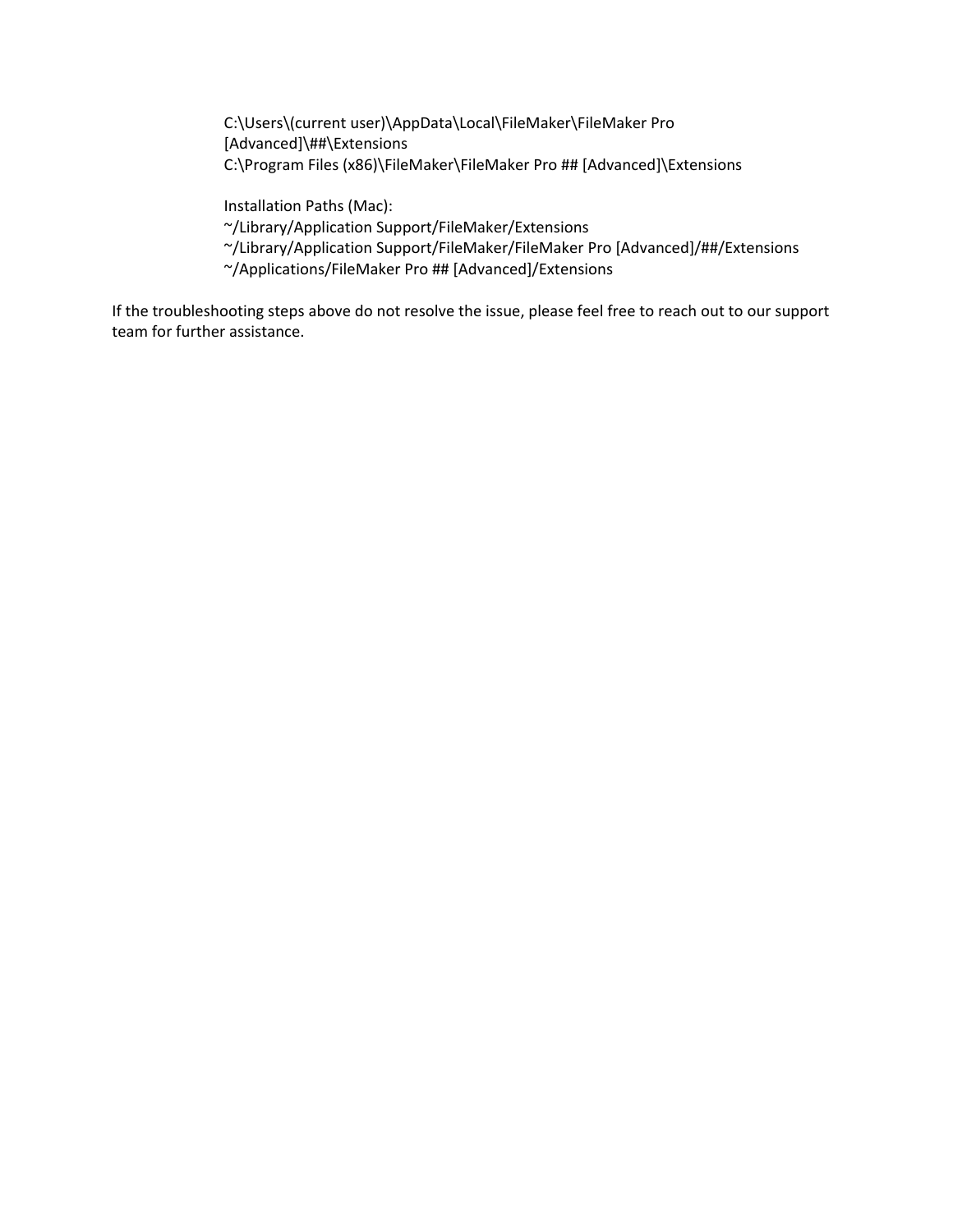C:\Users\(current user)\AppData\Local\FileMaker\FileMaker Pro [Advanced]\##\Extensions
C:\Program Files (x86)\FileMaker\FileMaker Pro ## [Advanced]\Extensions

Installation Paths (Mac):
~/Library/Application Support/FileMaker/Extensions
~/Library/Application Support/FileMaker/FileMaker Pro [Advanced]/##/Extensions
~/Applications/FileMaker Pro ## [Advanced]/Extensions

If the troubleshooting steps above do not resolve the issue, please feel free to reach out to our support team for further assistance.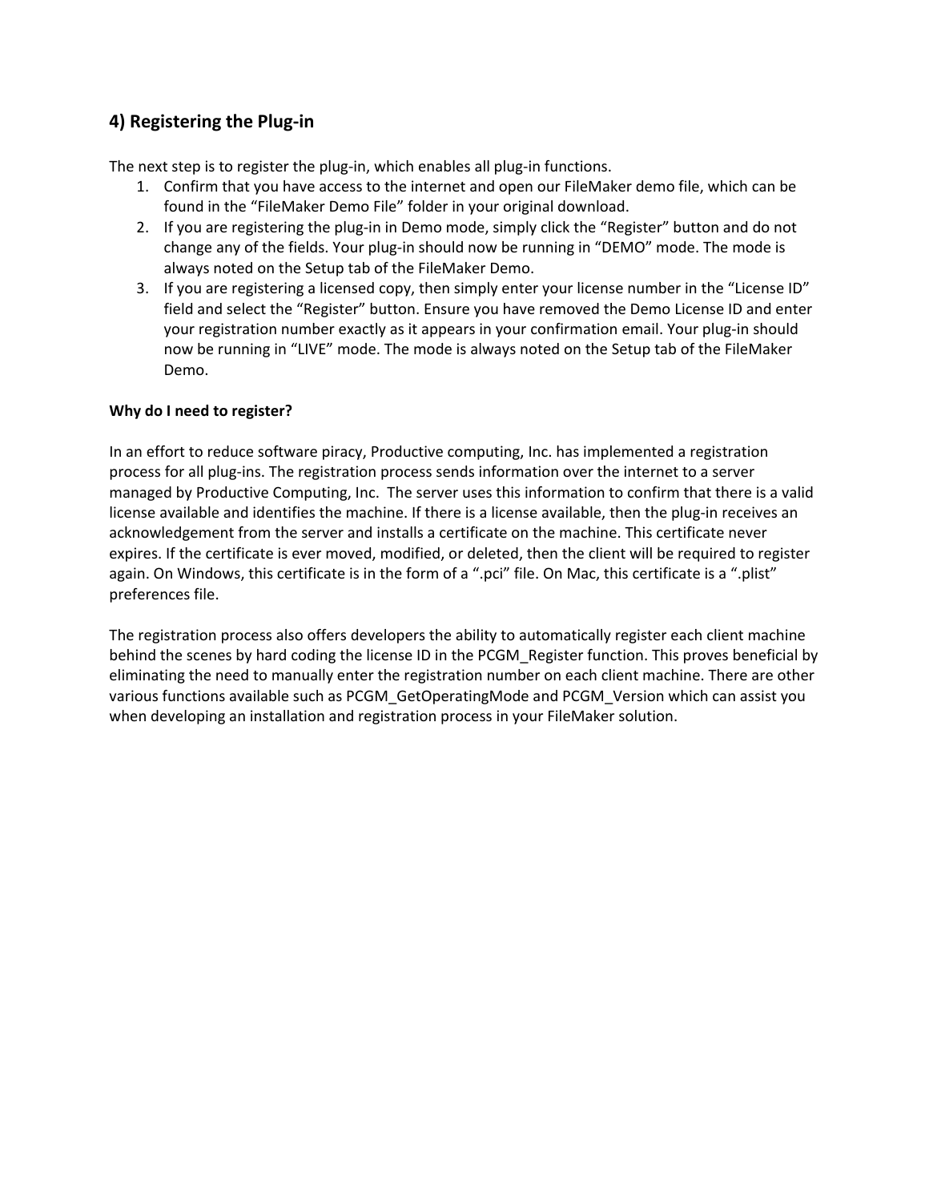## 4) Registering the Plug-in

The next step is to register the plug-in, which enables all plug-in functions.

1. Confirm that you have access to the internet and open our FileMaker demo file, which can be found in the “FileMaker Demo File” folder in your original download.
2. If you are registering the plug-in in Demo mode, simply click the “Register” button and do not change any of the fields. Your plug-in should now be running in “DEMO” mode. The mode is always noted on the Setup tab of the FileMaker Demo.
3. If you are registering a licensed copy, then simply enter your license number in the “License ID” field and select the “Register” button. Ensure you have removed the Demo License ID and enter your registration number exactly as it appears in your confirmation email. Your plug-in should now be running in “LIVE” mode. The mode is always noted on the Setup tab of the FileMaker Demo.

**Why do I need to register?**

In an effort to reduce software piracy, Productive computing, Inc. has implemented a registration process for all plug-ins. The registration process sends information over the internet to a server managed by Productive Computing, Inc. The server uses this information to confirm that there is a valid license available and identifies the machine. If there is a license available, then the plug-in receives an acknowledgement from the server and installs a certificate on the machine. This certificate never expires. If the certificate is ever moved, modified, or deleted, then the client will be required to register again. On Windows, this certificate is in the form of a “.pci” file. On Mac, this certificate is a “.plist” preferences file.

The registration process also offers developers the ability to automatically register each client machine behind the scenes by hard coding the license ID in the PCGM_Register function. This proves beneficial by eliminating the need to manually enter the registration number on each client machine. There are other various functions available such as PCGM_GetOperatingMode and PCGM_Version which can assist you when developing an installation and registration process in your FileMaker solution.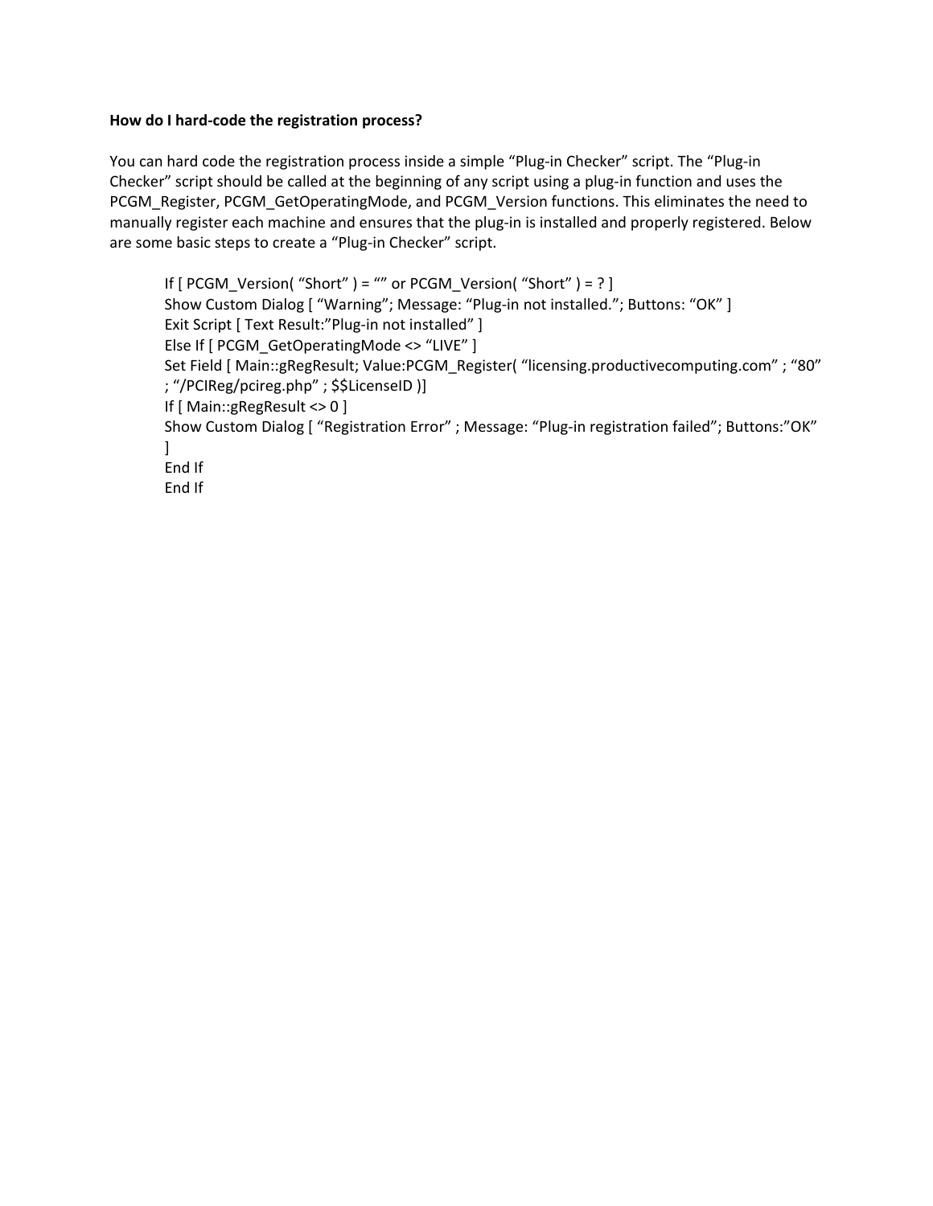**How do I hard-code the registration process?**

You can hard code the registration process inside a simple “Plug-in Checker” script. The “Plug-in Checker” script should be called at the beginning of any script using a plug-in function and uses the PCGM_Register, PCGM_GetOperatingMode, and PCGM_Version functions. This eliminates the need to manually register each machine and ensures that the plug-in is installed and properly registered. Below are some basic steps to create a “Plug-in Checker” script.

```
If [ PCGM_Version( “Short” ) = “” or PCGM_Version( “Short” ) = ? ]
Show Custom Dialog [ “Warning”; Message: “Plug-in not installed.”; Buttons: “OK” ]
Exit Script [ Text Result:”Plug-in not installed” ]
Else If [ PCGM_GetOperatingMode <> “LIVE” ]
Set Field [ Main::gRegResult; Value:PCGM_Register( “licensing.productivecomputing.com” ; “80”
; “/PCIReg/pcireg.php” ; $$LicenseID )]
If [ Main::gRegResult <> 0 ]
Show Custom Dialog [ “Registration Error” ; Message: “Plug-in registration failed”; Buttons:”OK”
]
End If
End If
```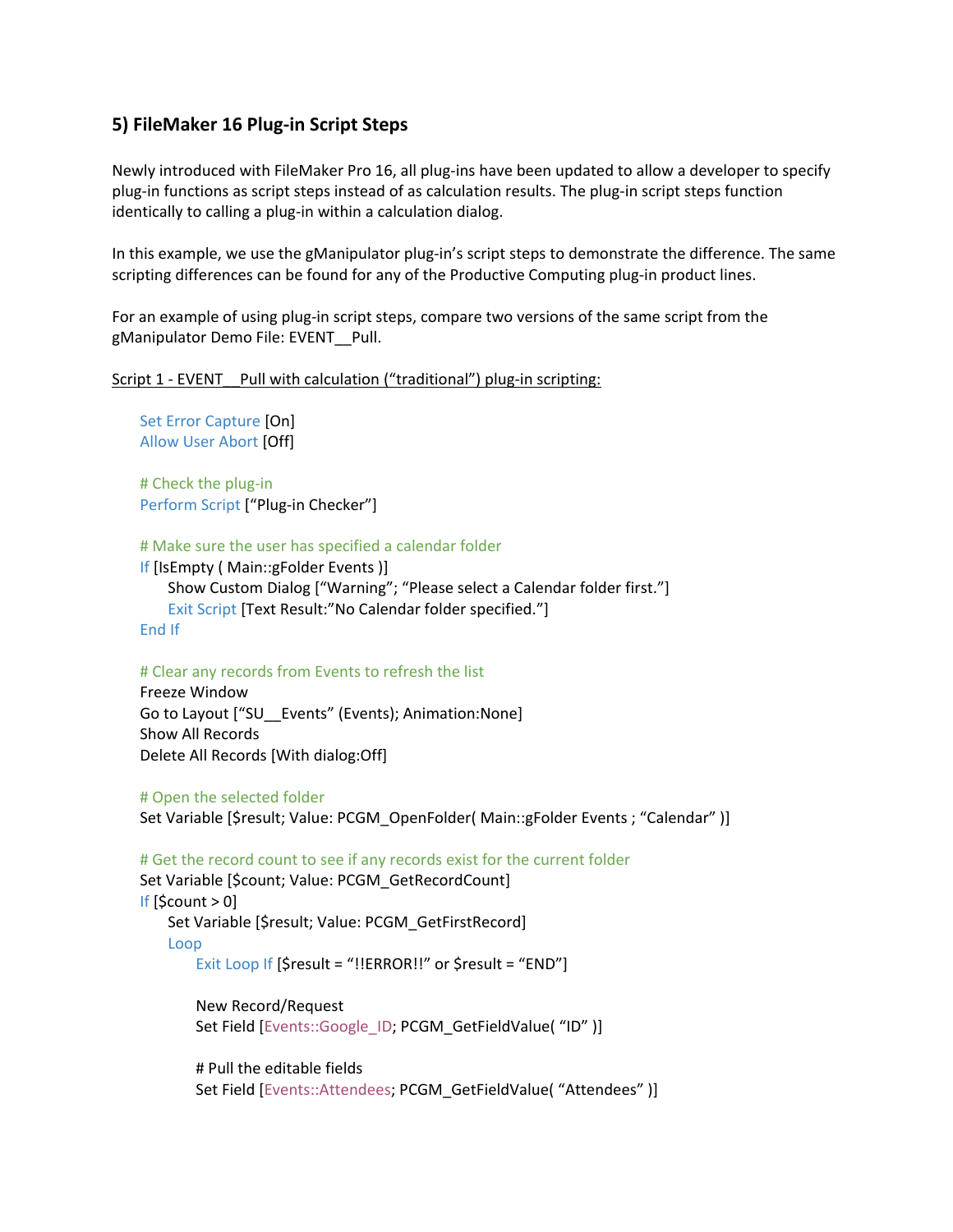### 5) FileMaker 16 Plug-in Script Steps

Newly introduced with FileMaker Pro 16, all plug-ins have been updated to allow a developer to specify plug-in functions as script steps instead of as calculation results. The plug-in script steps function identically to calling a plug-in within a calculation dialog.

In this example, we use the gManipulator plug-in's script steps to demonstrate the difference. The same scripting differences can be found for any of the Productive Computing plug-in product lines.

For an example of using plug-in script steps, compare two versions of the same script from the gManipulator Demo File: EVENT__Pull.

<u>Script 1 - EVENT__Pull with calculation ("traditional") plug-in scripting:</u>

```
Set Error Capture [On]
Allow User Abort [Off]

# Check the plug-in
Perform Script ["Plug-in Checker"]

# Make sure the user has specified a calendar folder
If [IsEmpty ( Main::gFolder Events )]
     Show Custom Dialog ["Warning"; "Please select a Calendar folder first."]
     Exit Script [Text Result:"No Calendar folder specified."]
End If

# Clear any records from Events to refresh the list
Freeze Window
Go to Layout ["SU__Events" (Events); Animation:None]
Show All Records
Delete All Records [With dialog:Off]

# Open the selected folder
Set Variable [$result; Value: PCGM_OpenFolder( Main::gFolder Events ; "Calendar" )]

# Get the record count to see if any records exist for the current folder
Set Variable [$count; Value: PCGM_GetRecordCount]
If [$count > 0]
     Set Variable [$result; Value: PCGM_GetFirstRecord]
     Loop
          Exit Loop If [$result = "!!ERROR!!" or $result = "END"]

          New Record/Request
          Set Field [Events::Google_ID; PCGM_GetFieldValue( "ID" )]

          # Pull the editable fields
          Set Field [Events::Attendees; PCGM_GetFieldValue( "Attendees" )]
```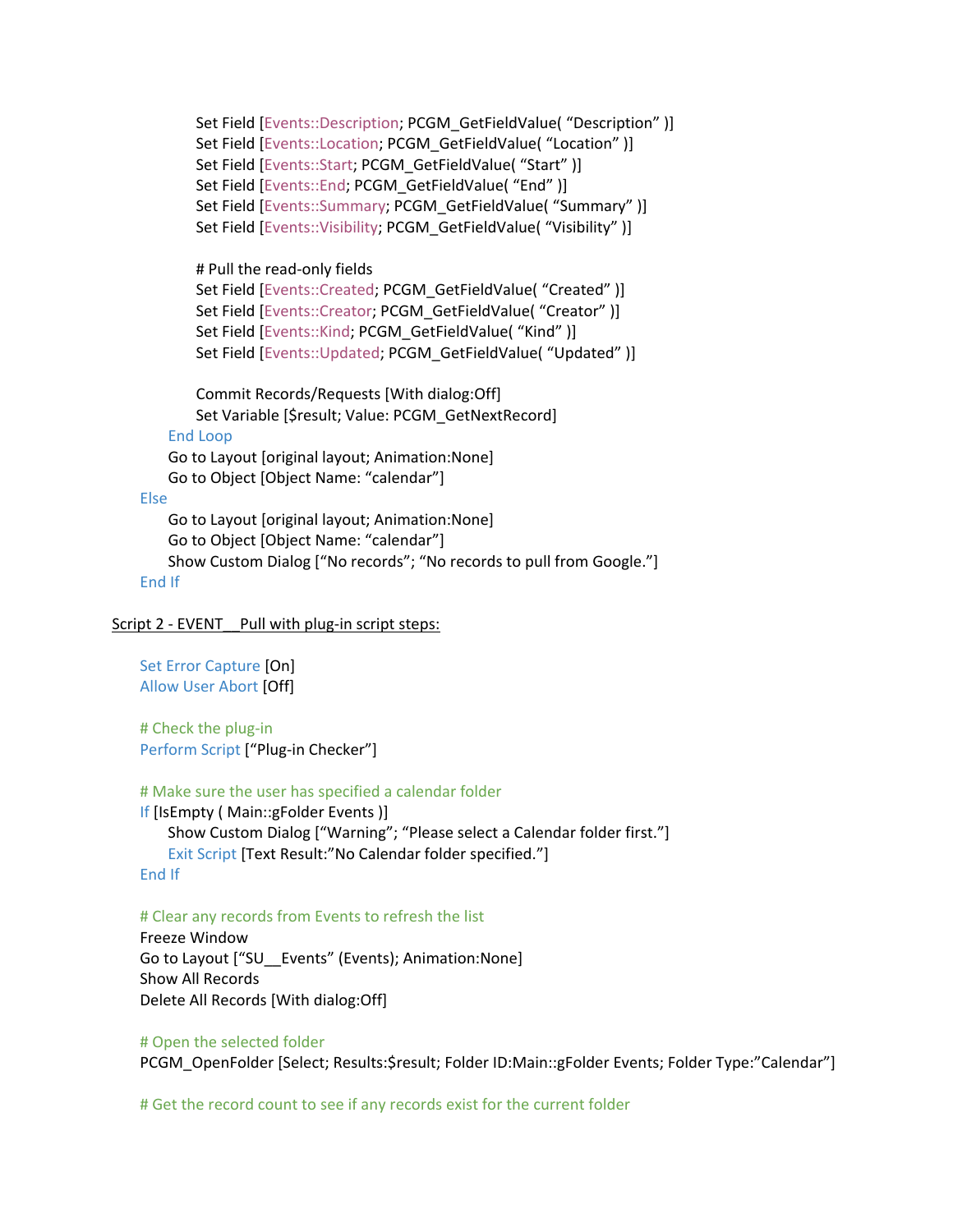```
            Set Field [Events::Description; PCGM_GetFieldValue( “Description” )]
            Set Field [Events::Location; PCGM_GetFieldValue( “Location” )]
            Set Field [Events::Start; PCGM_GetFieldValue( “Start” )]
            Set Field [Events::End; PCGM_GetFieldValue( “End” )]
            Set Field [Events::Summary; PCGM_GetFieldValue( “Summary” )]
            Set Field [Events::Visibility; PCGM_GetFieldValue( “Visibility” )]

            # Pull the read-only fields
            Set Field [Events::Created; PCGM_GetFieldValue( “Created” )]
            Set Field [Events::Creator; PCGM_GetFieldValue( “Creator” )]
            Set Field [Events::Kind; PCGM_GetFieldValue( “Kind” )]
            Set Field [Events::Updated; PCGM_GetFieldValue( “Updated” )]

            Commit Records/Requests [With dialog:Off]
            Set Variable [$result; Value: PCGM_GetNextRecord]
        End Loop
        Go to Layout [original layout; Animation:None]
        Go to Object [Object Name: “calendar”]
    Else
        Go to Layout [original layout; Animation:None]
        Go to Object [Object Name: “calendar”]
        Show Custom Dialog [“No records”; “No records to pull from Google.”]
    End If
```

<u>Script 2 - EVENT__Pull with plug-in script steps:</u>

```
    Set Error Capture [On]
    Allow User Abort [Off]

    # Check the plug-in
    Perform Script [“Plug-in Checker”]

    # Make sure the user has specified a calendar folder
    If [IsEmpty ( Main::gFolder Events )]
        Show Custom Dialog [“Warning”; “Please select a Calendar folder first.”]
        Exit Script [Text Result:”No Calendar folder specified.”]
    End If

    # Clear any records from Events to refresh the list
    Freeze Window
    Go to Layout [“SU__Events” (Events); Animation:None]
    Show All Records
    Delete All Records [With dialog:Off]

    # Open the selected folder
    PCGM_OpenFolder [Select; Results:$result; Folder ID:Main::gFolder Events; Folder Type:”Calendar”]

    # Get the record count to see if any records exist for the current folder
```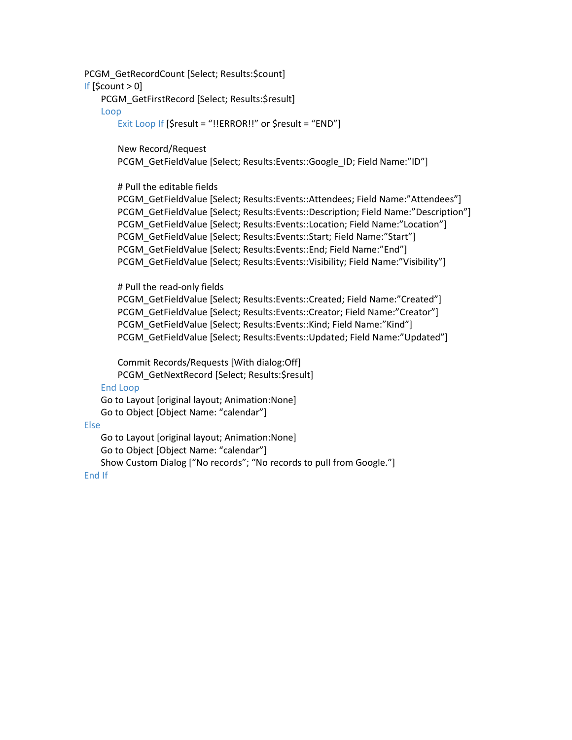```
PCGM_GetRecordCount [Select; Results:$count]
If [$count > 0]
    PCGM_GetFirstRecord [Select; Results:$result]
    Loop
        Exit Loop If [$result = "!!ERROR!!" or $result = "END"]

        New Record/Request
        PCGM_GetFieldValue [Select; Results:Events::Google_ID; Field Name:"ID"]

        # Pull the editable fields
        PCGM_GetFieldValue [Select; Results:Events::Attendees; Field Name:"Attendees"]
        PCGM_GetFieldValue [Select; Results:Events::Description; Field Name:"Description"]
        PCGM_GetFieldValue [Select; Results:Events::Location; Field Name:"Location"]
        PCGM_GetFieldValue [Select; Results:Events::Start; Field Name:"Start"]
        PCGM_GetFieldValue [Select; Results:Events::End; Field Name:"End"]
        PCGM_GetFieldValue [Select; Results:Events::Visibility; Field Name:"Visibility"]

        # Pull the read-only fields
        PCGM_GetFieldValue [Select; Results:Events::Created; Field Name:"Created"]
        PCGM_GetFieldValue [Select; Results:Events::Creator; Field Name:"Creator"]
        PCGM_GetFieldValue [Select; Results:Events::Kind; Field Name:"Kind"]
        PCGM_GetFieldValue [Select; Results:Events::Updated; Field Name:"Updated"]

        Commit Records/Requests [With dialog:Off]
        PCGM_GetNextRecord [Select; Results:$result]
    End Loop
    Go to Layout [original layout; Animation:None]
    Go to Object [Object Name: "calendar"]
Else
    Go to Layout [original layout; Animation:None]
    Go to Object [Object Name: "calendar"]
    Show Custom Dialog ["No records"; "No records to pull from Google."]
End If
```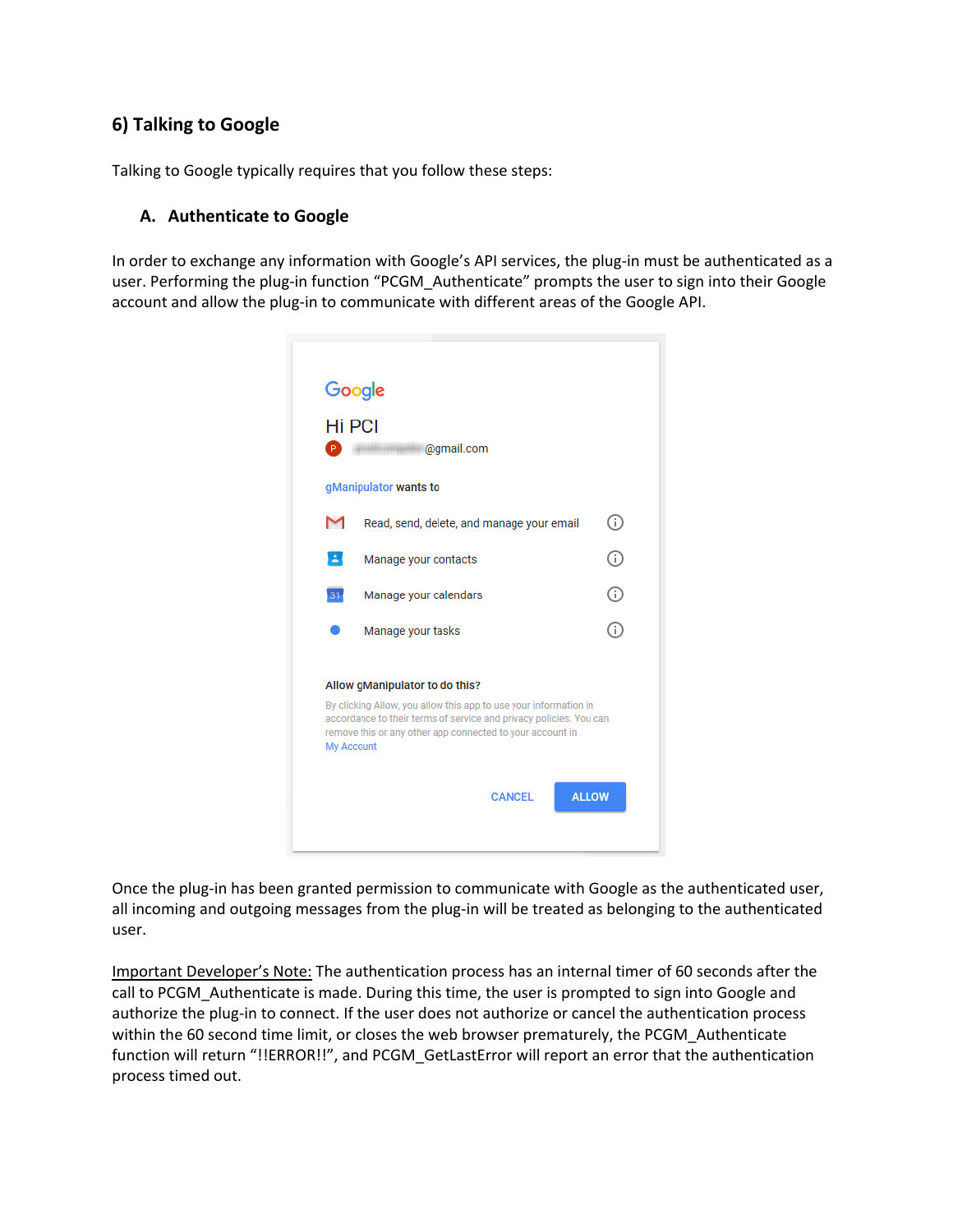## 6) Talking to Google

Talking to Google typically requires that you follow these steps:

### A. Authenticate to Google

In order to exchange any information with Google's API services, the plug-in must be authenticated as a user. Performing the plug-in function "PCGM_Authenticate" prompts the user to sign into their Google account and allow the plug-in to communicate with different areas of the Google API.

Once the plug-in has been granted permission to communicate with Google as the authenticated user, all incoming and outgoing messages from the plug-in will be treated as belonging to the authenticated user.

<u>Important Developer's Note:</u> The authentication process has an internal timer of 60 seconds after the call to PCGM_Authenticate is made. During this time, the user is prompted to sign into Google and authorize the plug-in to connect. If the user does not authorize or cancel the authentication process within the 60 second time limit, or closes the web browser prematurely, the PCGM_Authenticate function will return "!!ERROR!!", and PCGM_GetLastError will report an error that the authentication process timed out.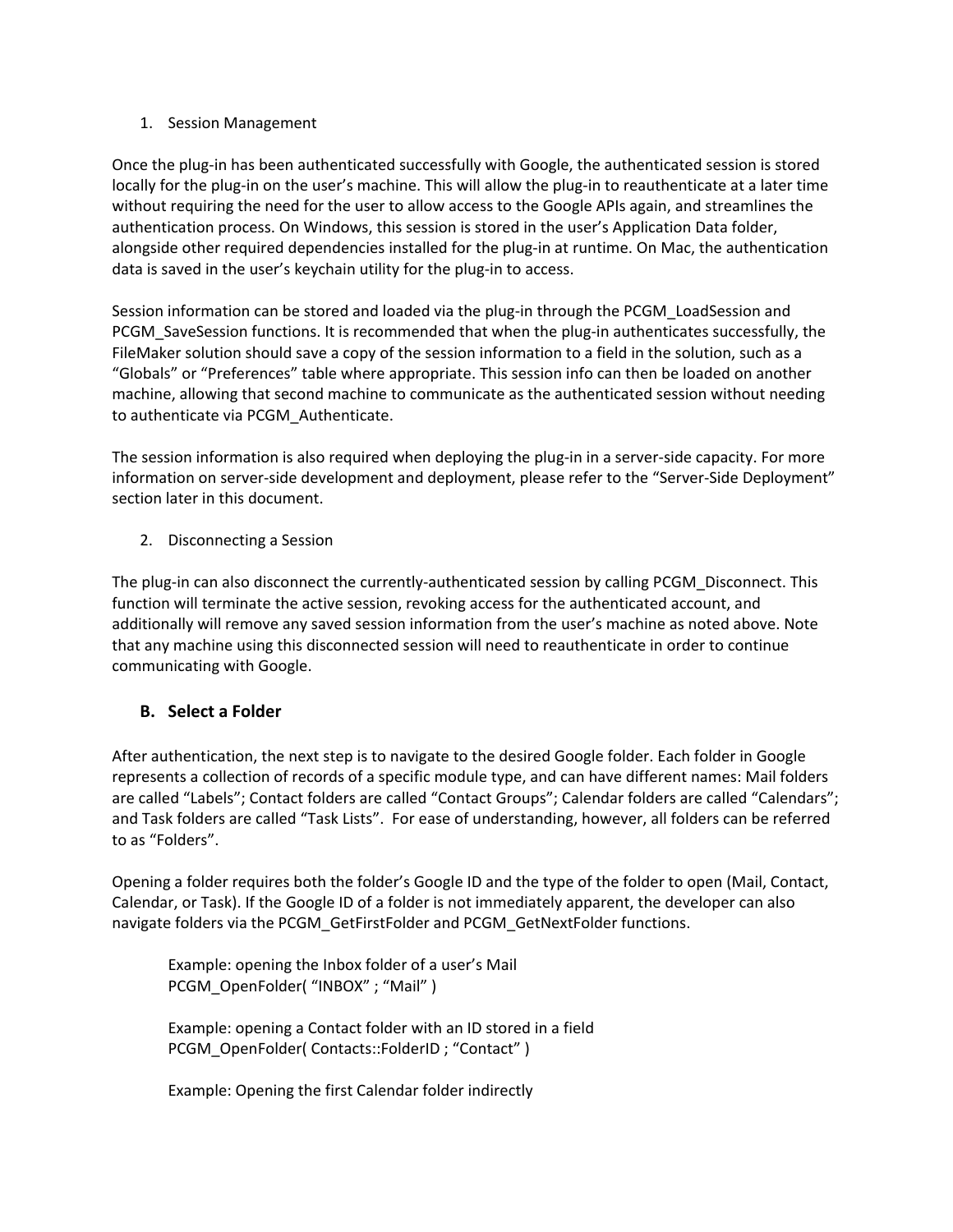1. Session Management

Once the plug-in has been authenticated successfully with Google, the authenticated session is stored locally for the plug-in on the user's machine. This will allow the plug-in to reauthenticate at a later time without requiring the need for the user to allow access to the Google APIs again, and streamlines the authentication process. On Windows, this session is stored in the user's Application Data folder, alongside other required dependencies installed for the plug-in at runtime. On Mac, the authentication data is saved in the user's keychain utility for the plug-in to access.

Session information can be stored and loaded via the plug-in through the PCGM_LoadSession and PCGM_SaveSession functions. It is recommended that when the plug-in authenticates successfully, the FileMaker solution should save a copy of the session information to a field in the solution, such as a "Globals" or "Preferences" table where appropriate. This session info can then be loaded on another machine, allowing that second machine to communicate as the authenticated session without needing to authenticate via PCGM_Authenticate.

The session information is also required when deploying the plug-in in a server-side capacity. For more information on server-side development and deployment, please refer to the "Server-Side Deployment" section later in this document.

2. Disconnecting a Session

The plug-in can also disconnect the currently-authenticated session by calling PCGM_Disconnect. This function will terminate the active session, revoking access for the authenticated account, and additionally will remove any saved session information from the user's machine as noted above. Note that any machine using this disconnected session will need to reauthenticate in order to continue communicating with Google.

### B. Select a Folder

After authentication, the next step is to navigate to the desired Google folder. Each folder in Google represents a collection of records of a specific module type, and can have different names: Mail folders are called "Labels"; Contact folders are called "Contact Groups"; Calendar folders are called "Calendars"; and Task folders are called "Task Lists". For ease of understanding, however, all folders can be referred to as "Folders".

Opening a folder requires both the folder's Google ID and the type of the folder to open (Mail, Contact, Calendar, or Task). If the Google ID of a folder is not immediately apparent, the developer can also navigate folders via the PCGM_GetFirstFolder and PCGM_GetNextFolder functions.

Example: opening the Inbox folder of a user's Mail
```
PCGM_OpenFolder( "INBOX" ; "Mail" )
```

Example: opening a Contact folder with an ID stored in a field
```
PCGM_OpenFolder( Contacts::FolderID ; "Contact" )
```

Example: Opening the first Calendar folder indirectly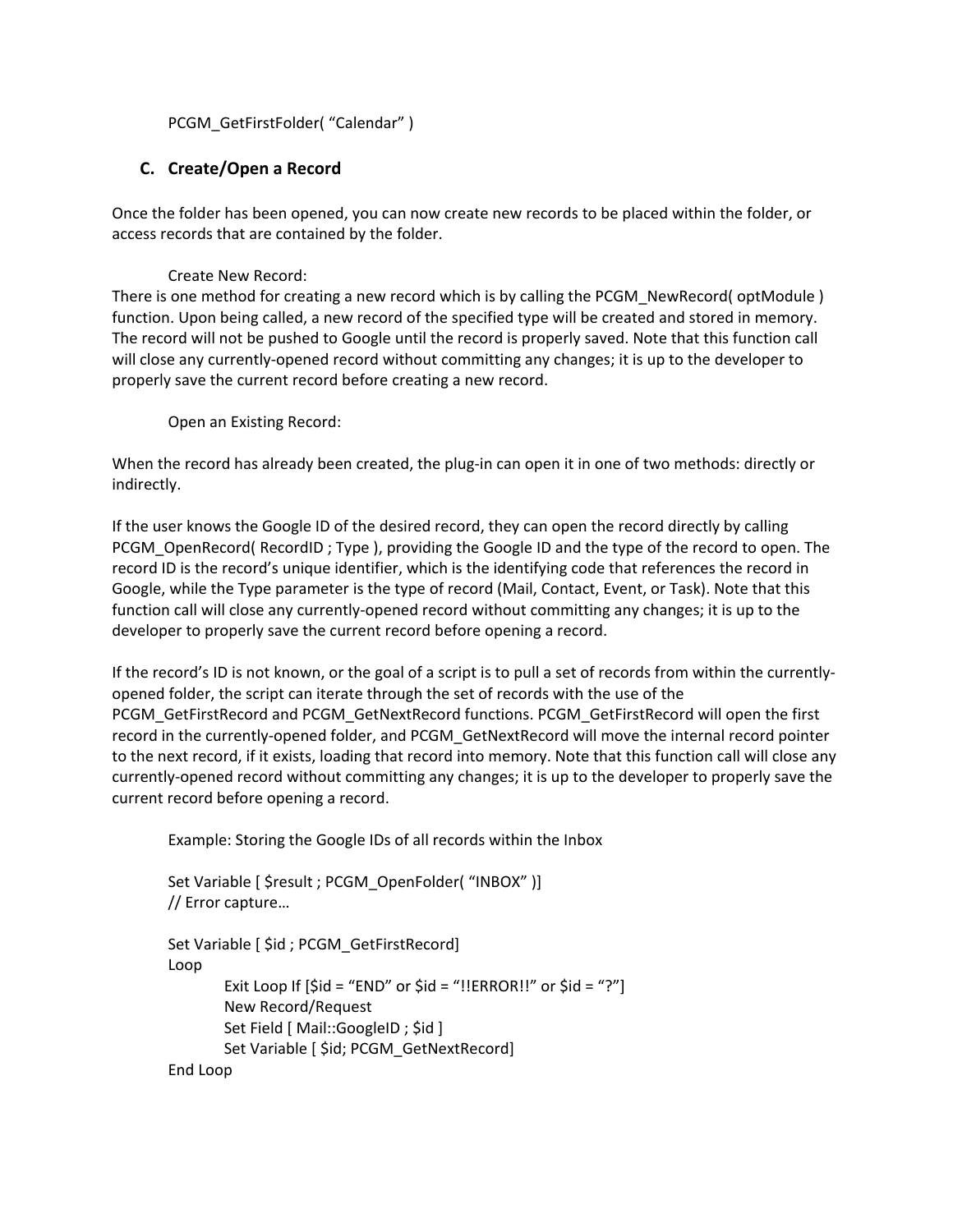PCGM_GetFirstFolder( “Calendar” )

### C. Create/Open a Record

Once the folder has been opened, you can now create new records to be placed within the folder, or access records that are contained by the folder.

Create New Record:

There is one method for creating a new record which is by calling the PCGM_NewRecord( optModule ) function. Upon being called, a new record of the specified type will be created and stored in memory. The record will not be pushed to Google until the record is properly saved. Note that this function call will close any currently-opened record without committing any changes; it is up to the developer to properly save the current record before creating a new record.

Open an Existing Record:

When the record has already been created, the plug-in can open it in one of two methods: directly or indirectly.

If the user knows the Google ID of the desired record, they can open the record directly by calling PCGM_OpenRecord( RecordID ; Type ), providing the Google ID and the type of the record to open. The record ID is the record’s unique identifier, which is the identifying code that references the record in Google, while the Type parameter is the type of record (Mail, Contact, Event, or Task). Note that this function call will close any currently-opened record without committing any changes; it is up to the developer to properly save the current record before opening a record.

If the record’s ID is not known, or the goal of a script is to pull a set of records from within the currently-opened folder, the script can iterate through the set of records with the use of the PCGM_GetFirstRecord and PCGM_GetNextRecord functions. PCGM_GetFirstRecord will open the first record in the currently-opened folder, and PCGM_GetNextRecord will move the internal record pointer to the next record, if it exists, loading that record into memory. Note that this function call will close any currently-opened record without committing any changes; it is up to the developer to properly save the current record before opening a record.

Example: Storing the Google IDs of all records within the Inbox

```
Set Variable [ $result ; PCGM_OpenFolder( “INBOX” )]
// Error capture…

Set Variable [ $id ; PCGM_GetFirstRecord]
Loop
    Exit Loop If [$id = “END” or $id = “!!ERROR!!” or $id = “?”]
    New Record/Request
    Set Field [ Mail::GoogleID ; $id ]
    Set Variable [ $id; PCGM_GetNextRecord]
End Loop
```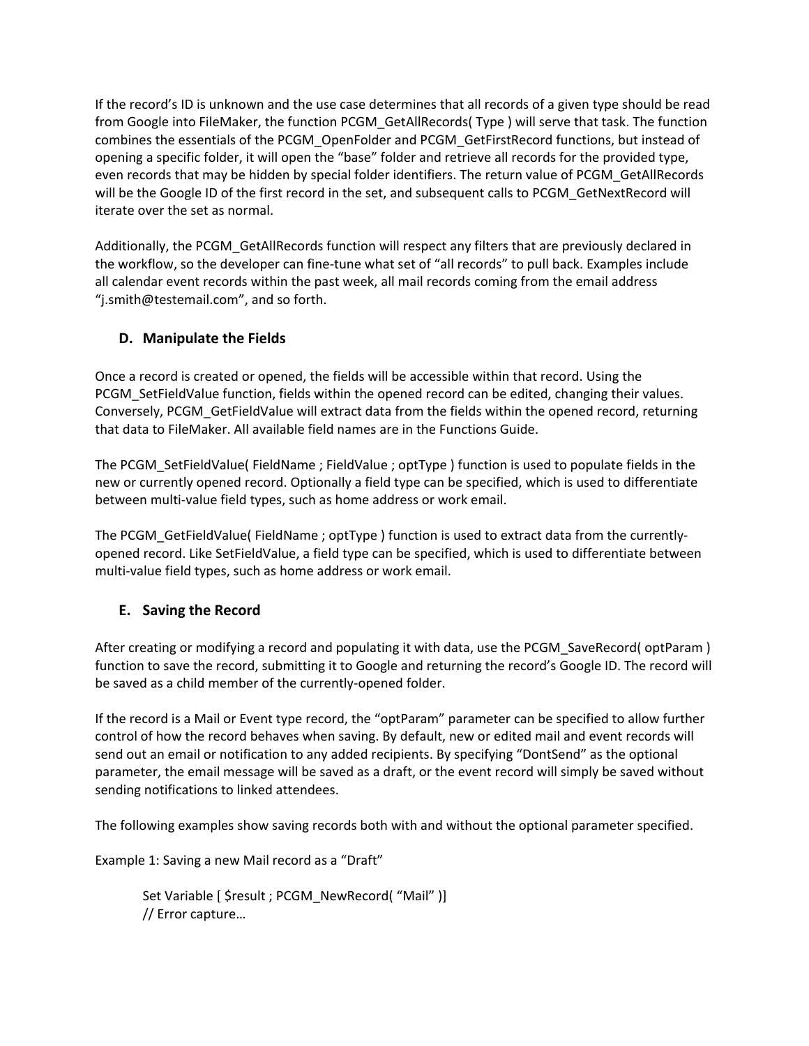If the record's ID is unknown and the use case determines that all records of a given type should be read from Google into FileMaker, the function PCGM_GetAllRecords( Type ) will serve that task. The function combines the essentials of the PCGM_OpenFolder and PCGM_GetFirstRecord functions, but instead of opening a specific folder, it will open the "base" folder and retrieve all records for the provided type, even records that may be hidden by special folder identifiers. The return value of PCGM_GetAllRecords will be the Google ID of the first record in the set, and subsequent calls to PCGM_GetNextRecord will iterate over the set as normal.

Additionally, the PCGM_GetAllRecords function will respect any filters that are previously declared in the workflow, so the developer can fine-tune what set of "all records" to pull back. Examples include all calendar event records within the past week, all mail records coming from the email address "j.smith@testemail.com", and so forth.

### D. Manipulate the Fields

Once a record is created or opened, the fields will be accessible within that record. Using the PCGM_SetFieldValue function, fields within the opened record can be edited, changing their values. Conversely, PCGM_GetFieldValue will extract data from the fields within the opened record, returning that data to FileMaker. All available field names are in the Functions Guide.

The PCGM_SetFieldValue( FieldName ; FieldValue ; optType ) function is used to populate fields in the new or currently opened record. Optionally a field type can be specified, which is used to differentiate between multi-value field types, such as home address or work email.

The PCGM_GetFieldValue( FieldName ; optType ) function is used to extract data from the currently-opened record. Like SetFieldValue, a field type can be specified, which is used to differentiate between multi-value field types, such as home address or work email.

### E. Saving the Record

After creating or modifying a record and populating it with data, use the PCGM_SaveRecord( optParam ) function to save the record, submitting it to Google and returning the record's Google ID. The record will be saved as a child member of the currently-opened folder.

If the record is a Mail or Event type record, the "optParam" parameter can be specified to allow further control of how the record behaves when saving. By default, new or edited mail and event records will send out an email or notification to any added recipients. By specifying "DontSend" as the optional parameter, the email message will be saved as a draft, or the event record will simply be saved without sending notifications to linked attendees.

The following examples show saving records both with and without the optional parameter specified.

Example 1: Saving a new Mail record as a "Draft"

```
Set Variable [ $result ; PCGM_NewRecord( "Mail" )]
// Error capture…
```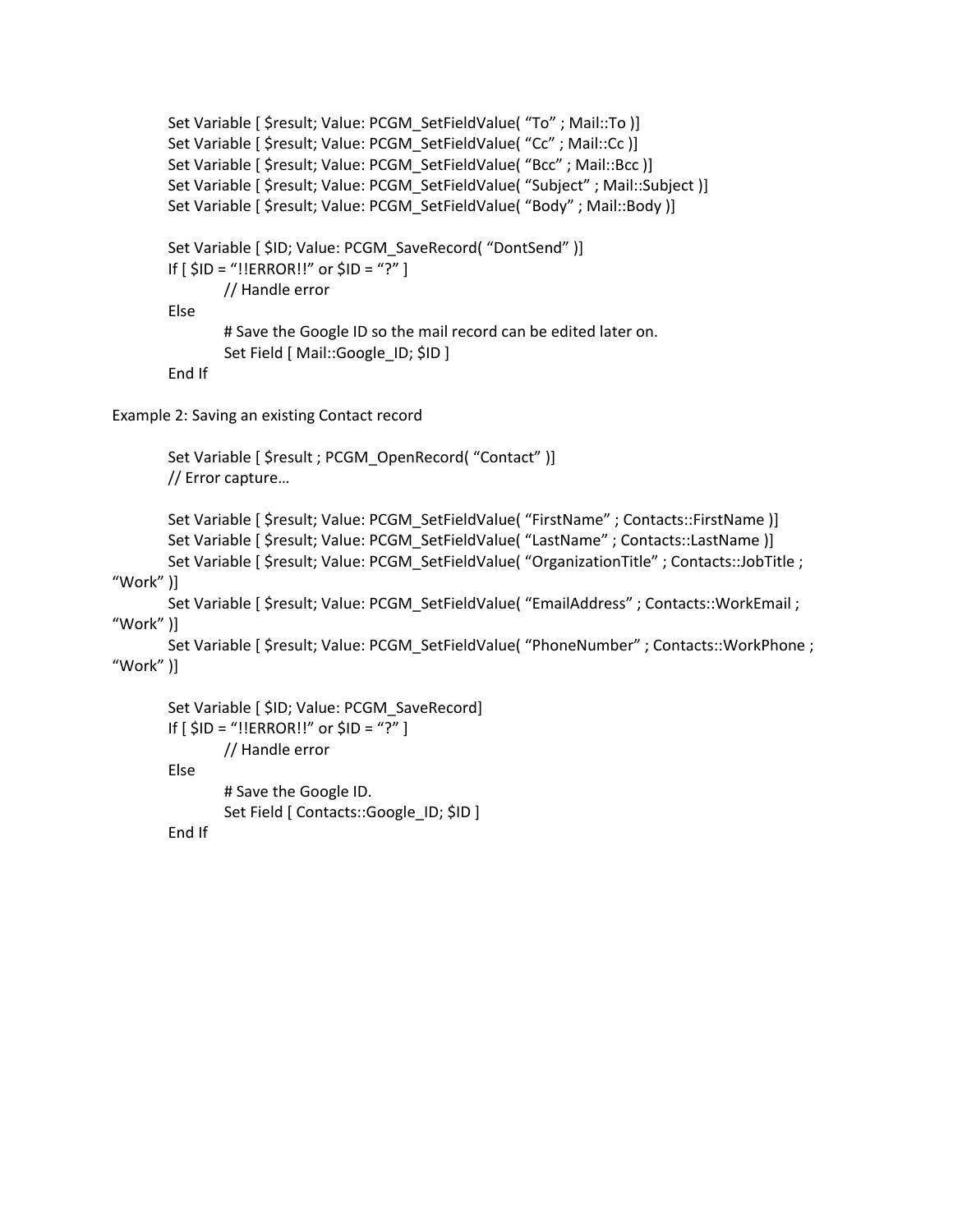```
Set Variable [ $result; Value: PCGM_SetFieldValue( "To" ; Mail::To )]
Set Variable [ $result; Value: PCGM_SetFieldValue( "Cc" ; Mail::Cc )]
Set Variable [ $result; Value: PCGM_SetFieldValue( "Bcc" ; Mail::Bcc )]
Set Variable [ $result; Value: PCGM_SetFieldValue( "Subject" ; Mail::Subject )]
Set Variable [ $result; Value: PCGM_SetFieldValue( "Body" ; Mail::Body )]

Set Variable [ $ID; Value: PCGM_SaveRecord( "DontSend" )]
If [ $ID = "!!ERROR!!" or $ID = "?" ]
        // Handle error
Else
        # Save the Google ID so the mail record can be edited later on.
        Set Field [ Mail::Google_ID; $ID ]
End If
```

Example 2: Saving an existing Contact record

```
Set Variable [ $result ; PCGM_OpenRecord( "Contact" )]
// Error capture…

Set Variable [ $result; Value: PCGM_SetFieldValue( "FirstName" ; Contacts::FirstName )]
Set Variable [ $result; Value: PCGM_SetFieldValue( "LastName" ; Contacts::LastName )]
Set Variable [ $result; Value: PCGM_SetFieldValue( "OrganizationTitle" ; Contacts::JobTitle ; "Work" )]
Set Variable [ $result; Value: PCGM_SetFieldValue( "EmailAddress" ; Contacts::WorkEmail ; "Work" )]
Set Variable [ $result; Value: PCGM_SetFieldValue( "PhoneNumber" ; Contacts::WorkPhone ; "Work" )]

Set Variable [ $ID; Value: PCGM_SaveRecord]
If [ $ID = "!!ERROR!!" or $ID = "?" ]
        // Handle error
Else
        # Save the Google ID.
        Set Field [ Contacts::Google_ID; $ID ]
End If
```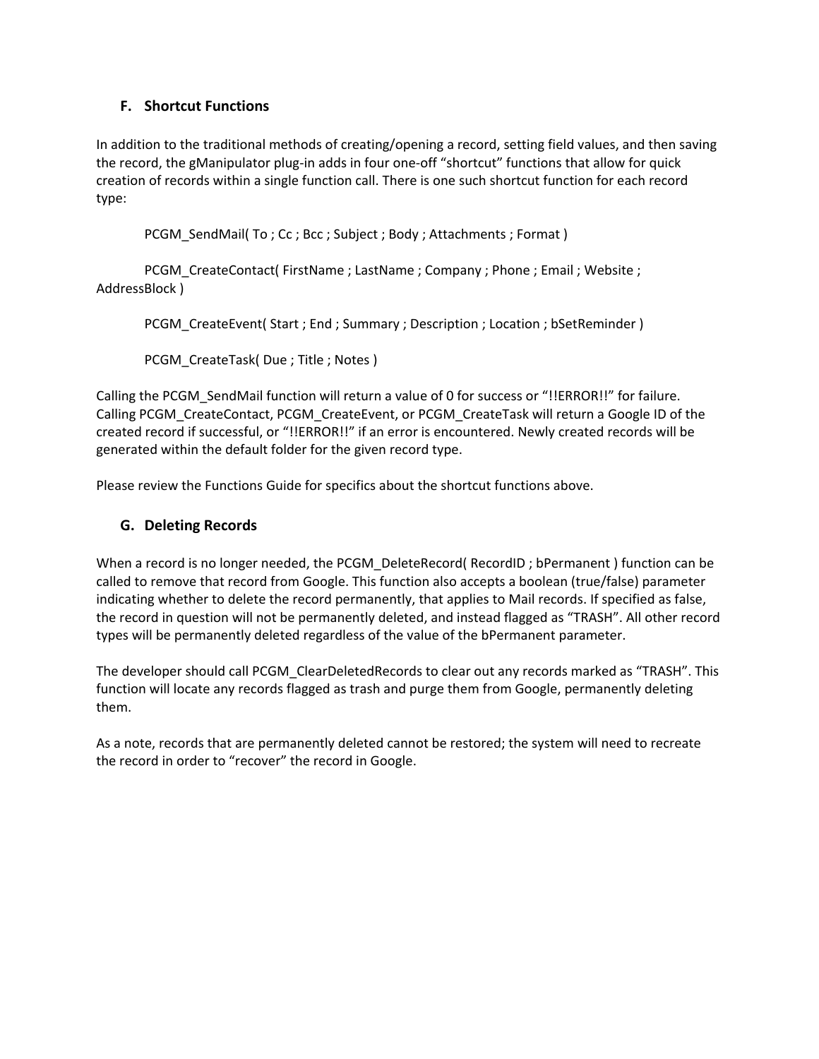### F. Shortcut Functions

In addition to the traditional methods of creating/opening a record, setting field values, and then saving the record, the gManipulator plug-in adds in four one-off "shortcut" functions that allow for quick creation of records within a single function call. There is one such shortcut function for each record type:

PCGM_SendMail( To ; Cc ; Bcc ; Subject ; Body ; Attachments ; Format )

PCGM_CreateContact( FirstName ; LastName ; Company ; Phone ; Email ; Website ; AddressBlock )

PCGM_CreateEvent( Start ; End ; Summary ; Description ; Location ; bSetReminder )

PCGM_CreateTask( Due ; Title ; Notes )

Calling the PCGM_SendMail function will return a value of 0 for success or "!!ERROR!!" for failure. Calling PCGM_CreateContact, PCGM_CreateEvent, or PCGM_CreateTask will return a Google ID of the created record if successful, or "!!ERROR!!" if an error is encountered. Newly created records will be generated within the default folder for the given record type.

Please review the Functions Guide for specifics about the shortcut functions above.

### G. Deleting Records

When a record is no longer needed, the PCGM_DeleteRecord( RecordID ; bPermanent ) function can be called to remove that record from Google. This function also accepts a boolean (true/false) parameter indicating whether to delete the record permanently, that applies to Mail records. If specified as false, the record in question will not be permanently deleted, and instead flagged as "TRASH". All other record types will be permanently deleted regardless of the value of the bPermanent parameter.

The developer should call PCGM_ClearDeletedRecords to clear out any records marked as "TRASH". This function will locate any records flagged as trash and purge them from Google, permanently deleting them.

As a note, records that are permanently deleted cannot be restored; the system will need to recreate the record in order to "recover" the record in Google.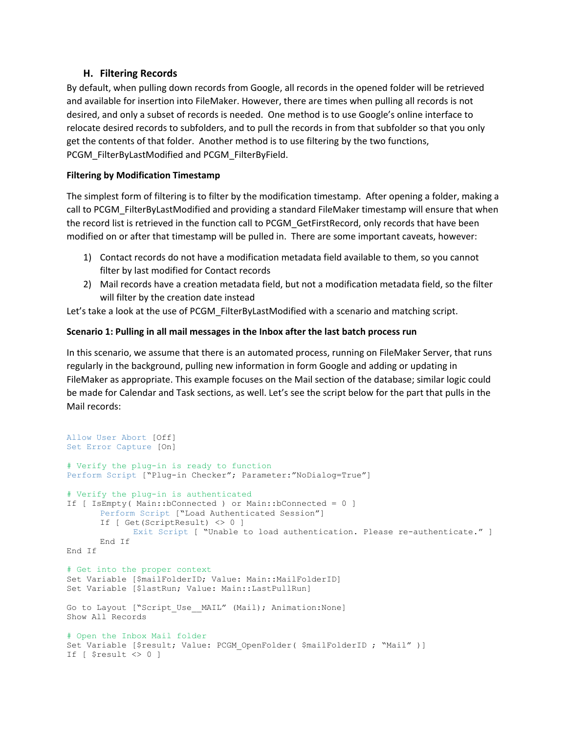### H. Filtering Records

By default, when pulling down records from Google, all records in the opened folder will be retrieved and available for insertion into FileMaker. However, there are times when pulling all records is not desired, and only a subset of records is needed. One method is to use Google's online interface to relocate desired records to subfolders, and to pull the records in from that subfolder so that you only get the contents of that folder. Another method is to use filtering by the two functions, PCGM_FilterByLastModified and PCGM_FilterByField.

**Filtering by Modification Timestamp**

The simplest form of filtering is to filter by the modification timestamp. After opening a folder, making a call to PCGM_FilterByLastModified and providing a standard FileMaker timestamp will ensure that when the record list is retrieved in the function call to PCGM_GetFirstRecord, only records that have been modified on or after that timestamp will be pulled in. There are some important caveats, however:

1) Contact records do not have a modification metadata field available to them, so you cannot filter by last modified for Contact records
2) Mail records have a creation metadata field, but not a modification metadata field, so the filter will filter by the creation date instead

Let's take a look at the use of PCGM_FilterByLastModified with a scenario and matching script.

**Scenario 1: Pulling in all mail messages in the Inbox after the last batch process run**

In this scenario, we assume that there is an automated process, running on FileMaker Server, that runs regularly in the background, pulling new information in form Google and adding or updating in FileMaker as appropriate. This example focuses on the Mail section of the database; similar logic could be made for Calendar and Task sections, as well. Let's see the script below for the part that pulls in the Mail records:

```
Allow User Abort [Off]
Set Error Capture [On]

# Verify the plug-in is ready to function
Perform Script ["Plug-in Checker"; Parameter:"NoDialog=True"]

# Verify the plug-in is authenticated
If [ IsEmpty( Main::bConnected ) or Main::bConnected = 0 ]
      Perform Script ["Load Authenticated Session"]
      If [ Get(ScriptResult) <> 0 ]
            Exit Script [ "Unable to load authentication. Please re-authenticate." ]
      End If
End If

# Get into the proper context
Set Variable [$mailFolderID; Value: Main::MailFolderID]
Set Variable [$lastRun; Value: Main::LastPullRun]

Go to Layout ["Script_Use__MAIL" (Mail); Animation:None]
Show All Records

# Open the Inbox Mail folder
Set Variable [$result; Value: PCGM_OpenFolder( $mailFolderID ; "Mail" )]
If [ $result <> 0 ]
```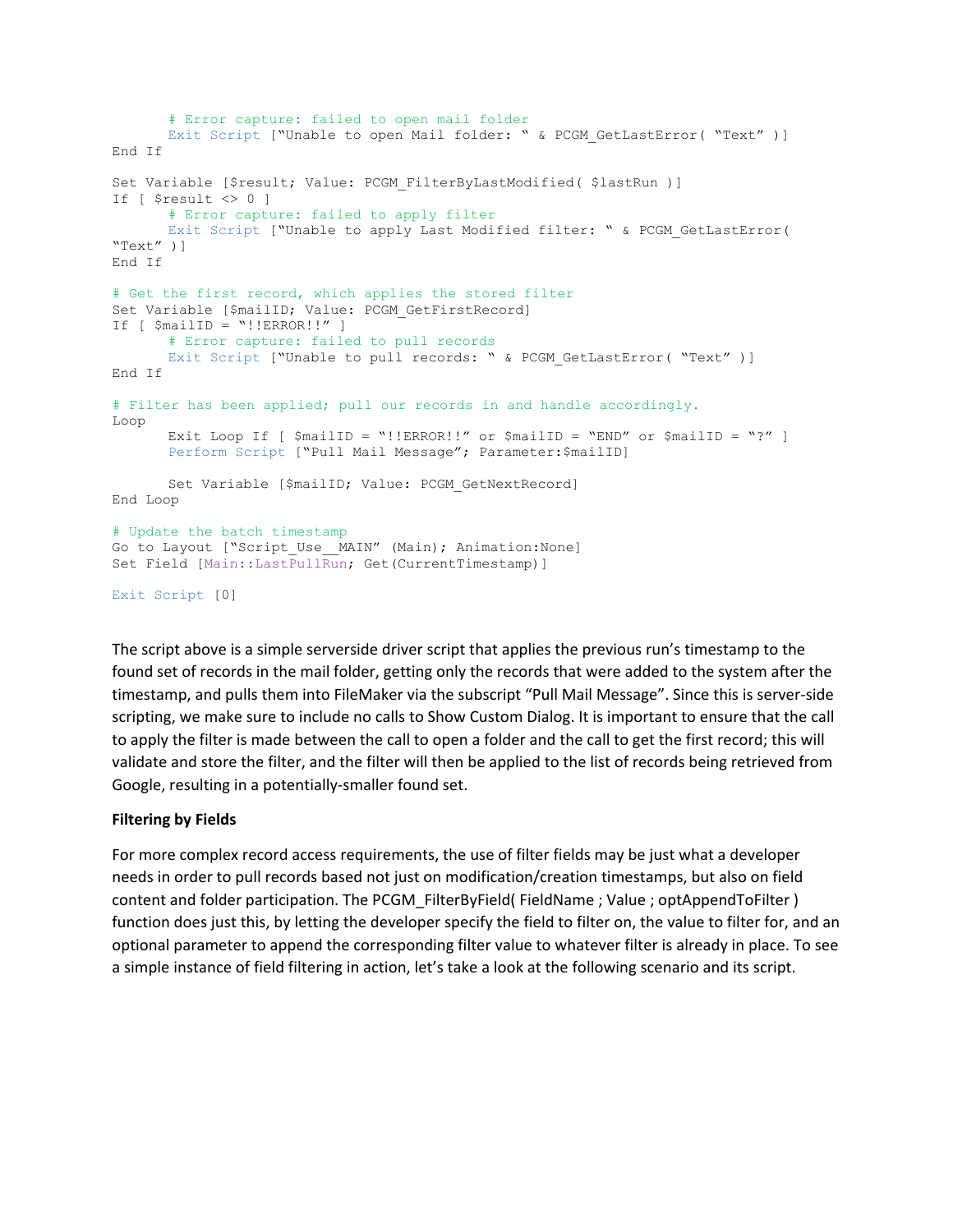```
        # Error capture: failed to open mail folder
        Exit Script [“Unable to open Mail folder: “ & PCGM_GetLastError( “Text” )]
End If

Set Variable [$result; Value: PCGM_FilterByLastModified( $lastRun )]
If [ $result <> 0 ]
        # Error capture: failed to apply filter
        Exit Script [“Unable to apply Last Modified filter: “ & PCGM_GetLastError(
“Text” )]
End If

# Get the first record, which applies the stored filter
Set Variable [$mailID; Value: PCGM_GetFirstRecord]
If [ $mailID = “!!ERROR!!” ]
        # Error capture: failed to pull records
        Exit Script [“Unable to pull records: “ & PCGM_GetLastError( “Text” )]
End If

# Filter has been applied; pull our records in and handle accordingly.
Loop
        Exit Loop If [ $mailID = “!!ERROR!!” or $mailID = “END” or $mailID = “?” ]
        Perform Script [“Pull Mail Message”; Parameter:$mailID]

        Set Variable [$mailID; Value: PCGM_GetNextRecord]
End Loop

# Update the batch timestamp
Go to Layout [“Script_Use__MAIN” (Main); Animation:None]
Set Field [Main::LastPullRun; Get(CurrentTimestamp)]

Exit Script [0]
```

The script above is a simple serverside driver script that applies the previous run's timestamp to the found set of records in the mail folder, getting only the records that were added to the system after the timestamp, and pulls them into FileMaker via the subscript "Pull Mail Message". Since this is server-side scripting, we make sure to include no calls to Show Custom Dialog. It is important to ensure that the call to apply the filter is made between the call to open a folder and the call to get the first record; this will validate and store the filter, and the filter will then be applied to the list of records being retrieved from Google, resulting in a potentially-smaller found set.

**Filtering by Fields**

For more complex record access requirements, the use of filter fields may be just what a developer needs in order to pull records based not just on modification/creation timestamps, but also on field content and folder participation. The PCGM_FilterByField( FieldName ; Value ; optAppendToFilter ) function does just this, by letting the developer specify the field to filter on, the value to filter for, and an optional parameter to append the corresponding filter value to whatever filter is already in place. To see a simple instance of field filtering in action, let's take a look at the following scenario and its script.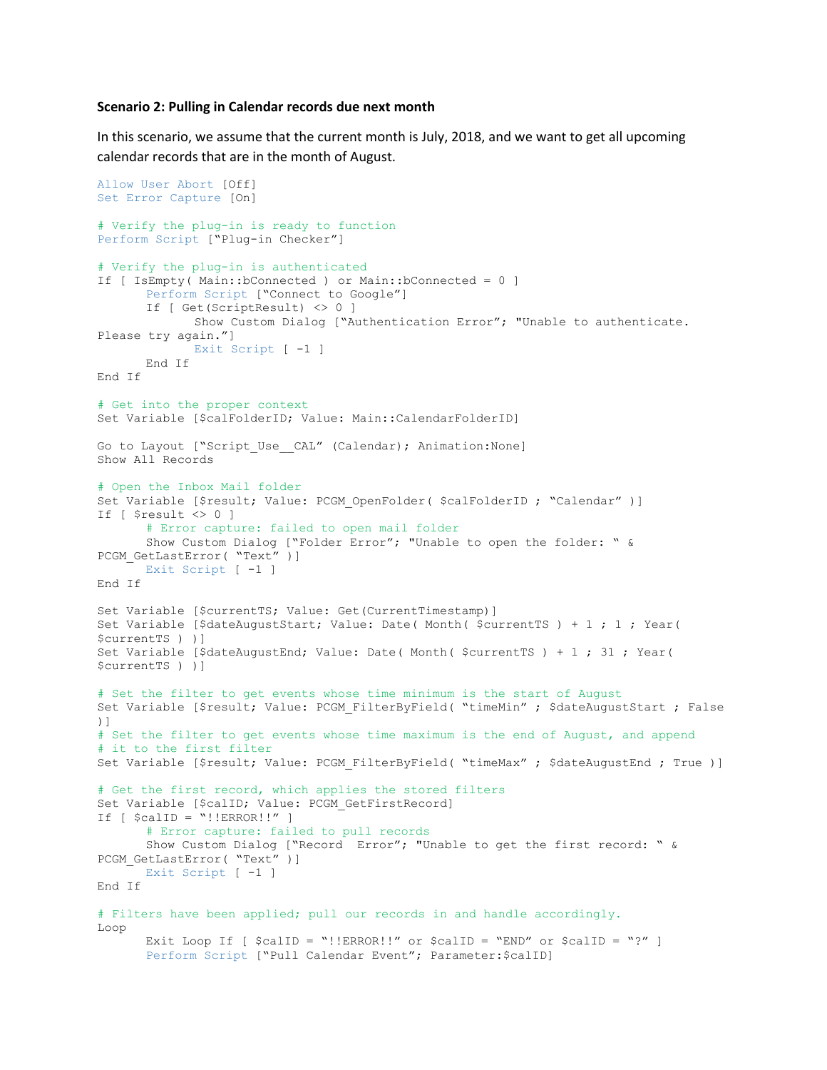**Scenario 2: Pulling in Calendar records due next month**

In this scenario, we assume that the current month is July, 2018, and we want to get all upcoming calendar records that are in the month of August.

```
Allow User Abort [Off]
Set Error Capture [On]

# Verify the plug-in is ready to function
Perform Script ["Plug-in Checker"]

# Verify the plug-in is authenticated
If [ IsEmpty( Main::bConnected ) or Main::bConnected = 0 ]
	Perform Script ["Connect to Google"]
	If [ Get(ScriptResult) <> 0 ]
		Show Custom Dialog ["Authentication Error"; "Unable to authenticate.
Please try again."]
		Exit Script [ -1 ]
	End If
End If

# Get into the proper context
Set Variable [$calFolderID; Value: Main::CalendarFolderID]

Go to Layout ["Script_Use__CAL" (Calendar); Animation:None]
Show All Records

# Open the Inbox Mail folder
Set Variable [$result; Value: PCGM_OpenFolder( $calFolderID ; "Calendar" )]
If [ $result <> 0 ]
	# Error capture: failed to open mail folder
	Show Custom Dialog ["Folder Error"; "Unable to open the folder: " &
PCGM_GetLastError( "Text" )]
	Exit Script [ -1 ]
End If

Set Variable [$currentTS; Value: Get(CurrentTimestamp)]
Set Variable [$dateAugustStart; Value: Date( Month( $currentTS ) + 1 ; 1 ; Year(
$currentTS ) )]
Set Variable [$dateAugustEnd; Value: Date( Month( $currentTS ) + 1 ; 31 ; Year(
$currentTS ) )]

# Set the filter to get events whose time minimum is the start of August
Set Variable [$result; Value: PCGM_FilterByField( "timeMin" ; $dateAugustStart ; False
)]
# Set the filter to get events whose time maximum is the end of August, and append
# it to the first filter
Set Variable [$result; Value: PCGM_FilterByField( "timeMax" ; $dateAugustEnd ; True )]

# Get the first record, which applies the stored filters
Set Variable [$calID; Value: PCGM_GetFirstRecord]
If [ $calID = "!!ERROR!!" ]
	# Error capture: failed to pull records
	Show Custom Dialog ["Record  Error"; "Unable to get the first record: " &
PCGM_GetLastError( "Text" )]
	Exit Script [ -1 ]
End If

# Filters have been applied; pull our records in and handle accordingly.
Loop
	Exit Loop If [ $calID = "!!ERROR!!" or $calID = "END" or $calID = "?" ]
	Perform Script ["Pull Calendar Event"; Parameter:$calID]
```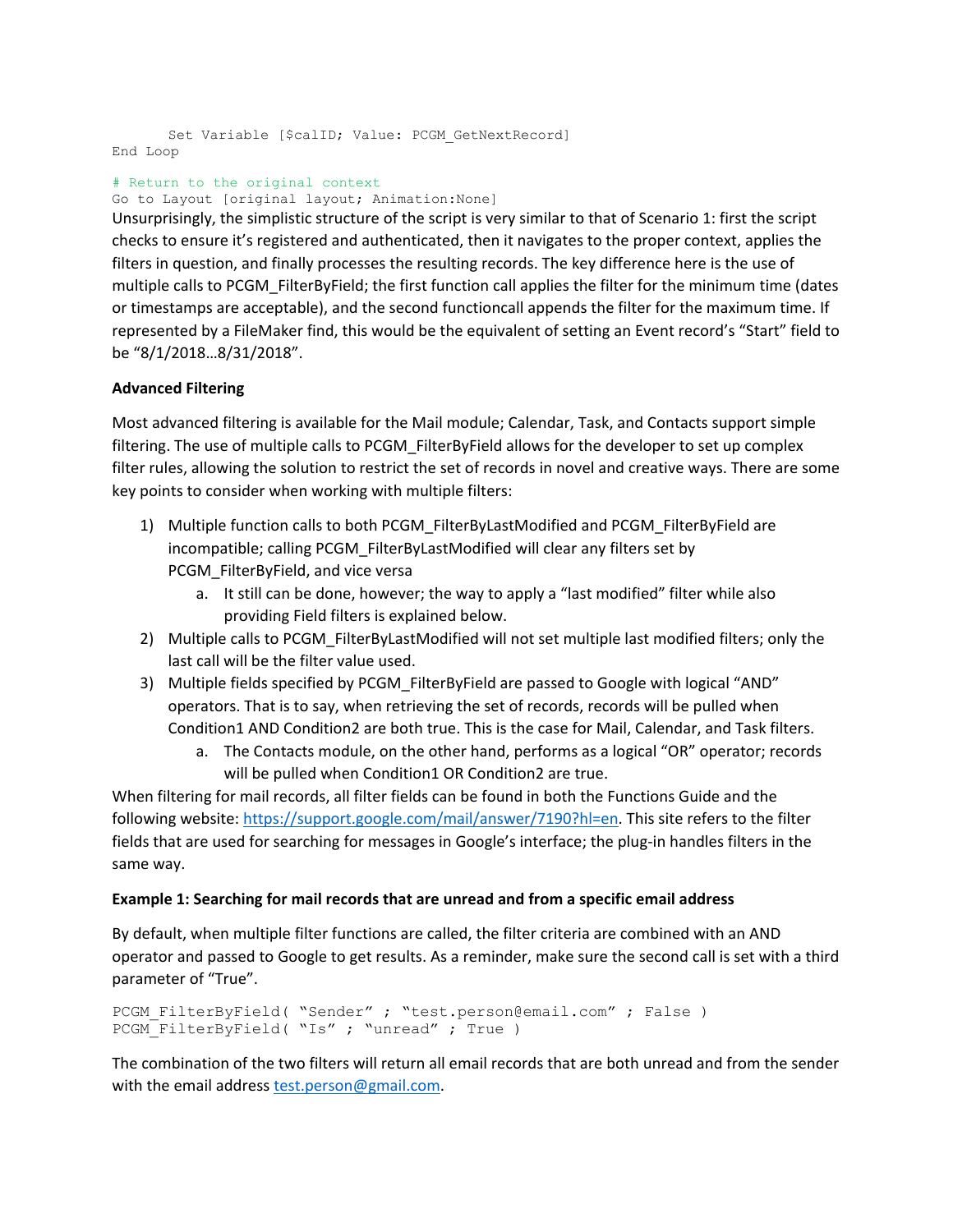```
    Set Variable [$calID; Value: PCGM_GetNextRecord]
End Loop

# Return to the original context
Go to Layout [original layout; Animation:None]
```

Unsurprisingly, the simplistic structure of the script is very similar to that of Scenario 1: first the script checks to ensure it's registered and authenticated, then it navigates to the proper context, applies the filters in question, and finally processes the resulting records. The key difference here is the use of multiple calls to PCGM_FilterByField; the first function call applies the filter for the minimum time (dates or timestamps are acceptable), and the second functioncall appends the filter for the maximum time. If represented by a FileMaker find, this would be the equivalent of setting an Event record's "Start" field to be "8/1/2018…8/31/2018".

**Advanced Filtering**

Most advanced filtering is available for the Mail module; Calendar, Task, and Contacts support simple filtering. The use of multiple calls to PCGM_FilterByField allows for the developer to set up complex filter rules, allowing the solution to restrict the set of records in novel and creative ways. There are some key points to consider when working with multiple filters:

1) Multiple function calls to both PCGM_FilterByLastModified and PCGM_FilterByField are incompatible; calling PCGM_FilterByLastModified will clear any filters set by PCGM_FilterByField, and vice versa
   a. It still can be done, however; the way to apply a "last modified" filter while also providing Field filters is explained below.
2) Multiple calls to PCGM_FilterByLastModified will not set multiple last modified filters; only the last call will be the filter value used.
3) Multiple fields specified by PCGM_FilterByField are passed to Google with logical "AND" operators. That is to say, when retrieving the set of records, records will be pulled when Condition1 AND Condition2 are both true. This is the case for Mail, Calendar, and Task filters.
   a. The Contacts module, on the other hand, performs as a logical "OR" operator; records will be pulled when Condition1 OR Condition2 are true.

When filtering for mail records, all filter fields can be found in both the Functions Guide and the following website: https://support.google.com/mail/answer/7190?hl=en. This site refers to the filter fields that are used for searching for messages in Google's interface; the plug-in handles filters in the same way.

**Example 1: Searching for mail records that are unread and from a specific email address**

By default, when multiple filter functions are called, the filter criteria are combined with an AND operator and passed to Google to get results. As a reminder, make sure the second call is set with a third parameter of "True".

```
PCGM_FilterByField( "Sender" ; "test.person@email.com" ; False )
PCGM_FilterByField( "Is" ; "unread" ; True )
```

The combination of the two filters will return all email records that are both unread and from the sender with the email address test.person@gmail.com.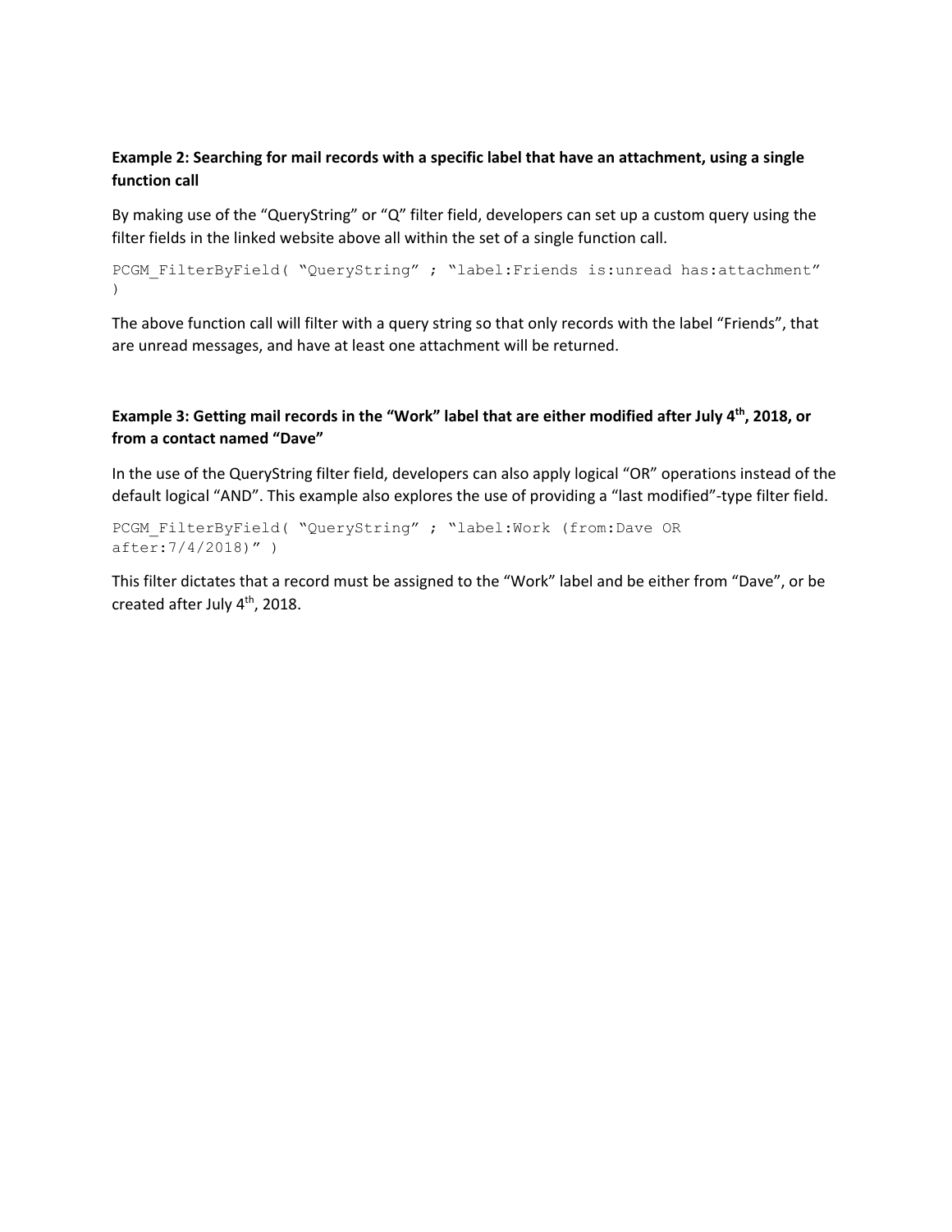**Example 2: Searching for mail records with a specific label that have an attachment, using a single function call**

By making use of the "QueryString" or "Q" filter field, developers can set up a custom query using the filter fields in the linked website above all within the set of a single function call.

```
PCGM_FilterByField( "QueryString" ; "label:Friends is:unread has:attachment" )
```

The above function call will filter with a query string so that only records with the label "Friends", that are unread messages, and have at least one attachment will be returned.

**Example 3: Getting mail records in the "Work" label that are either modified after July 4th, 2018, or from a contact named "Dave"**

In the use of the QueryString filter field, developers can also apply logical "OR" operations instead of the default logical "AND". This example also explores the use of providing a "last modified"-type filter field.

```
PCGM_FilterByField( "QueryString" ; "label:Work (from:Dave OR after:7/4/2018)" )
```

This filter dictates that a record must be assigned to the "Work" label and be either from "Dave", or be created after July 4th, 2018.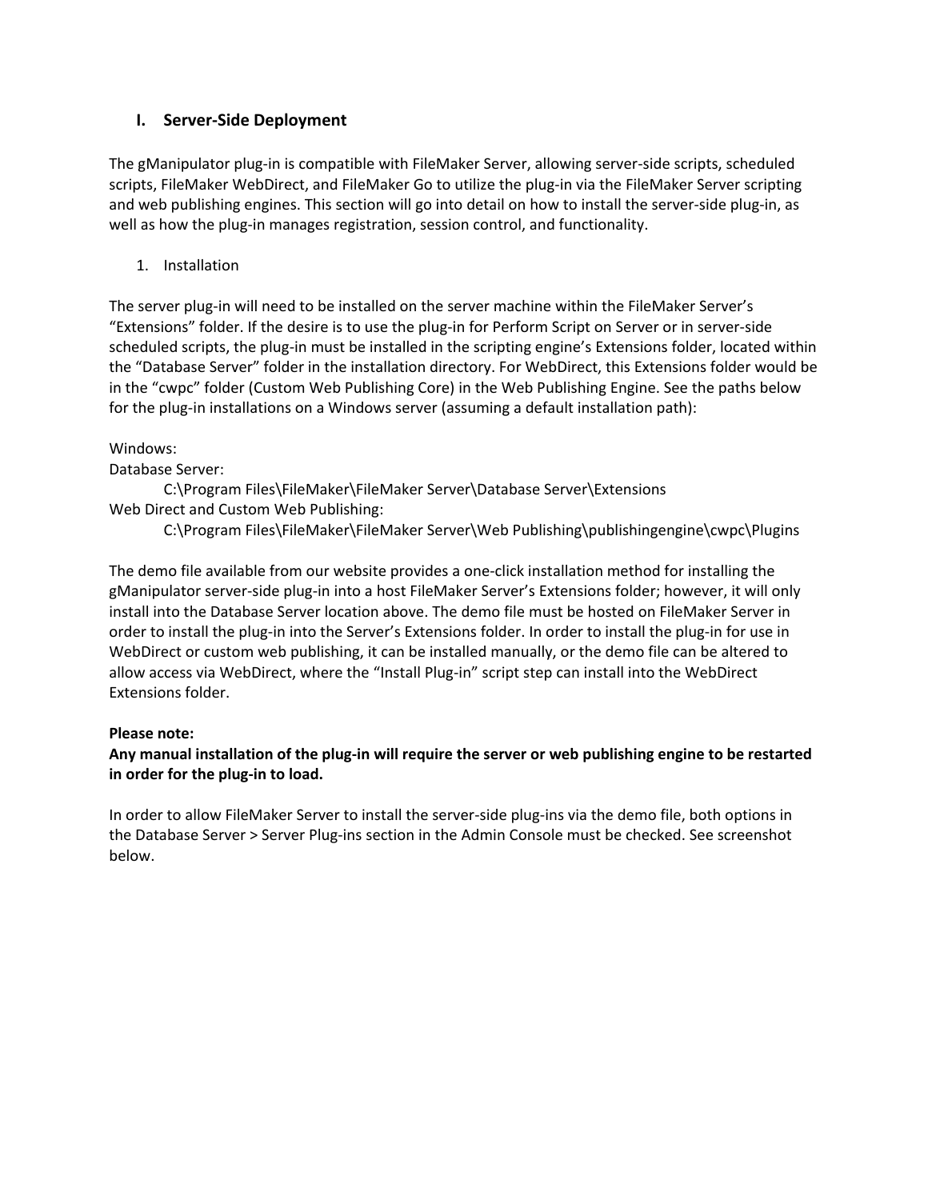## I. Server-Side Deployment

The gManipulator plug-in is compatible with FileMaker Server, allowing server-side scripts, scheduled scripts, FileMaker WebDirect, and FileMaker Go to utilize the plug-in via the FileMaker Server scripting and web publishing engines. This section will go into detail on how to install the server-side plug-in, as well as how the plug-in manages registration, session control, and functionality.

### 1. Installation

The server plug-in will need to be installed on the server machine within the FileMaker Server's "Extensions" folder. If the desire is to use the plug-in for Perform Script on Server or in server-side scheduled scripts, the plug-in must be installed in the scripting engine's Extensions folder, located within the "Database Server" folder in the installation directory. For WebDirect, this Extensions folder would be in the "cwpc" folder (Custom Web Publishing Core) in the Web Publishing Engine. See the paths below for the plug-in installations on a Windows server (assuming a default installation path):

Windows:
Database Server:
    C:\Program Files\FileMaker\FileMaker Server\Database Server\Extensions
Web Direct and Custom Web Publishing:
    C:\Program Files\FileMaker\FileMaker Server\Web Publishing\publishingengine\cwpc\Plugins

The demo file available from our website provides a one-click installation method for installing the gManipulator server-side plug-in into a host FileMaker Server's Extensions folder; however, it will only install into the Database Server location above. The demo file must be hosted on FileMaker Server in order to install the plug-in into the Server's Extensions folder. In order to install the plug-in for use in WebDirect or custom web publishing, it can be installed manually, or the demo file can be altered to allow access via WebDirect, where the "Install Plug-in" script step can install into the WebDirect Extensions folder.

**Please note:**
**Any manual installation of the plug-in will require the server or web publishing engine to be restarted in order for the plug-in to load.**

In order to allow FileMaker Server to install the server-side plug-ins via the demo file, both options in the Database Server > Server Plug-ins section in the Admin Console must be checked. See screenshot below.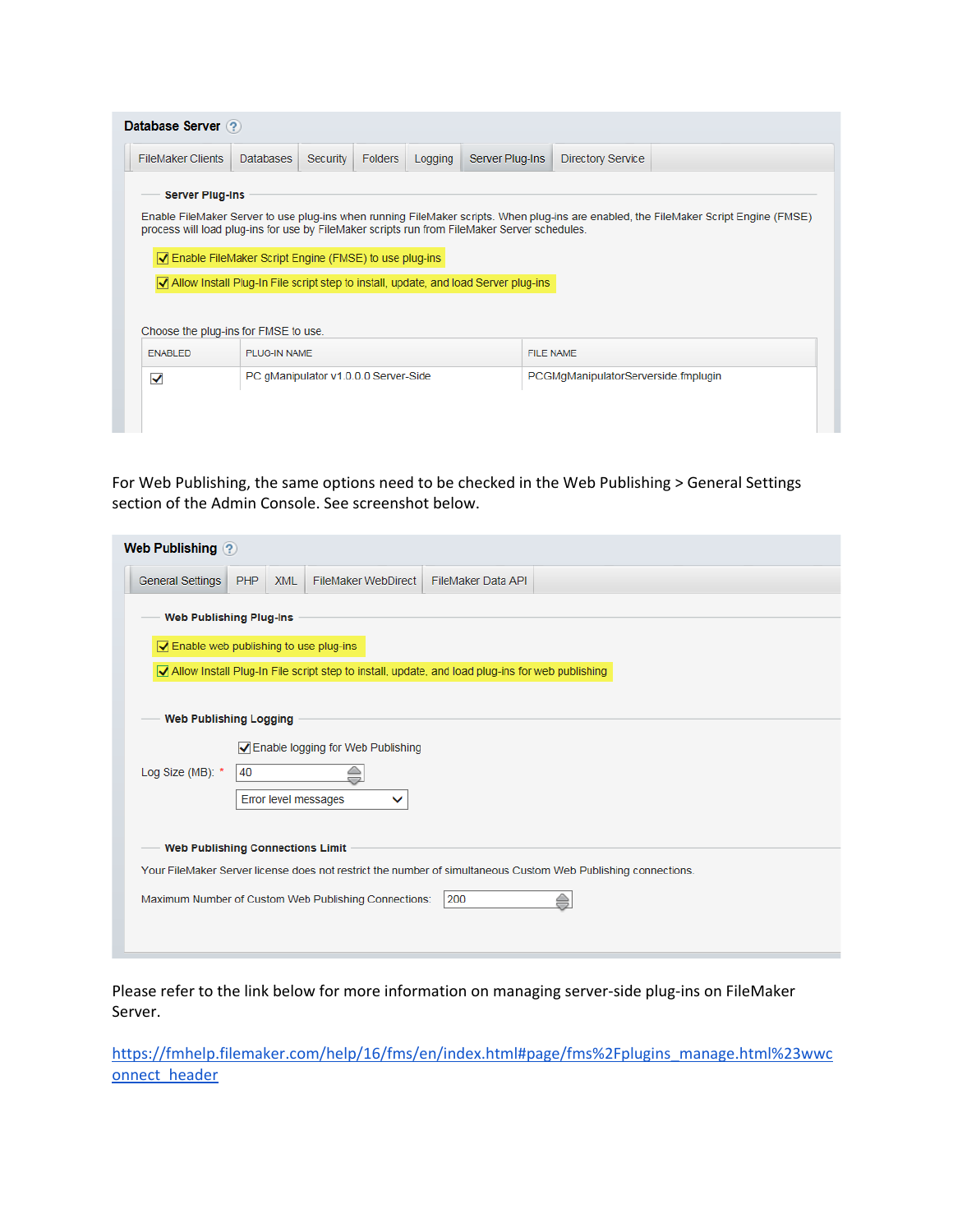**Database Server**

FileMaker Clients | Databases | Security | Folders | Logging | Server Plug-Ins | Directory Service

**Server Plug-Ins**

Enable FileMaker Server to use plug-ins when running FileMaker scripts. When plug-ins are enabled, the FileMaker Script Engine (FMSE) process will load plug-ins for use by FileMaker scripts run from FileMaker Server schedules.

☑ Enable FileMaker Script Engine (FMSE) to use plug-ins

☑ Allow Install Plug-In File script step to install, update, and load Server plug-ins

Choose the plug-ins for FMSE to use.

| ENABLED | PLUG-IN NAME | FILE NAME |
|---|---|---|
| ☑ | PC gManipulator v1.0.0.0 Server-Side | PCGMgManipulatorServerside.fmplugin |

For Web Publishing, the same options need to be checked in the Web Publishing > General Settings section of the Admin Console. See screenshot below.

**Web Publishing**

General Settings | PHP | XML | FileMaker WebDirect | FileMaker Data API

**Web Publishing Plug-Ins**

☑ Enable web publishing to use plug-ins

☑ Allow Install Plug-In File script step to install, update, and load plug-ins for web publishing

**Web Publishing Logging**

☑ Enable logging for Web Publishing

Log Size (MB): * 40

Error level messages

**Web Publishing Connections Limit**

Your FileMaker Server license does not restrict the number of simultaneous Custom Web Publishing connections.

Maximum Number of Custom Web Publishing Connections: 200

Please refer to the link below for more information on managing server-side plug-ins on FileMaker Server.

https://fmhelp.filemaker.com/help/16/fms/en/index.html#page/fms%2Fplugins_manage.html%23wwconnect_header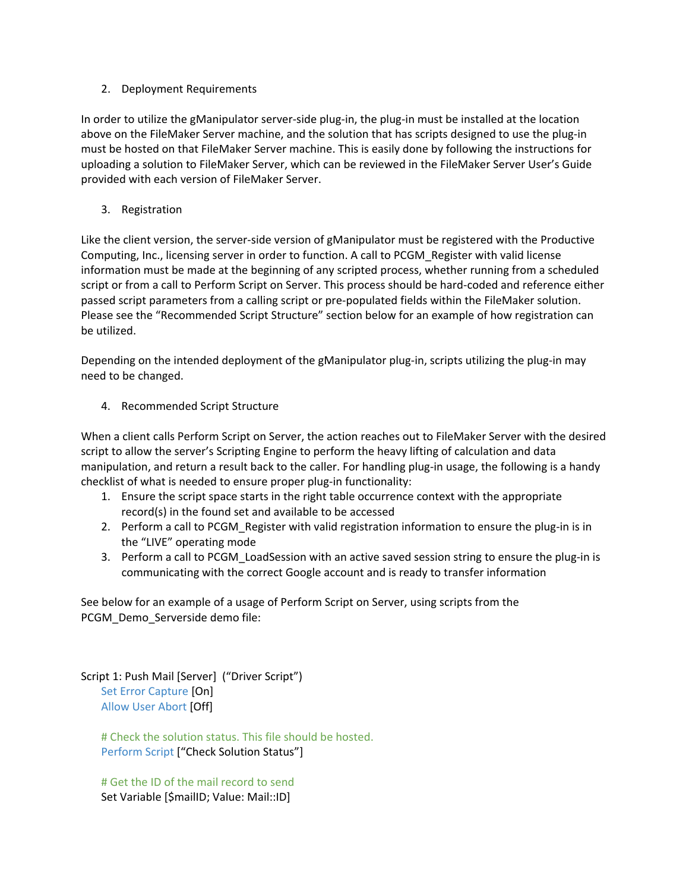2. Deployment Requirements

In order to utilize the gManipulator server-side plug-in, the plug-in must be installed at the location above on the FileMaker Server machine, and the solution that has scripts designed to use the plug-in must be hosted on that FileMaker Server machine. This is easily done by following the instructions for uploading a solution to FileMaker Server, which can be reviewed in the FileMaker Server User's Guide provided with each version of FileMaker Server.

3. Registration

Like the client version, the server-side version of gManipulator must be registered with the Productive Computing, Inc., licensing server in order to function. A call to PCGM_Register with valid license information must be made at the beginning of any scripted process, whether running from a scheduled script or from a call to Perform Script on Server. This process should be hard-coded and reference either passed script parameters from a calling script or pre-populated fields within the FileMaker solution. Please see the "Recommended Script Structure" section below for an example of how registration can be utilized.

Depending on the intended deployment of the gManipulator plug-in, scripts utilizing the plug-in may need to be changed.

4. Recommended Script Structure

When a client calls Perform Script on Server, the action reaches out to FileMaker Server with the desired script to allow the server's Scripting Engine to perform the heavy lifting of calculation and data manipulation, and return a result back to the caller. For handling plug-in usage, the following is a handy checklist of what is needed to ensure proper plug-in functionality:

1. Ensure the script space starts in the right table occurrence context with the appropriate record(s) in the found set and available to be accessed
2. Perform a call to PCGM_Register with valid registration information to ensure the plug-in is in the "LIVE" operating mode
3. Perform a call to PCGM_LoadSession with an active saved session string to ensure the plug-in is communicating with the correct Google account and is ready to transfer information

See below for an example of a usage of Perform Script on Server, using scripts from the PCGM_Demo_Serverside demo file:

```
Script 1: Push Mail [Server]  ("Driver Script")
    Set Error Capture [On]
    Allow User Abort [Off]

    # Check the solution status. This file should be hosted.
    Perform Script ["Check Solution Status"]

    # Get the ID of the mail record to send
    Set Variable [$mailID; Value: Mail::ID]
```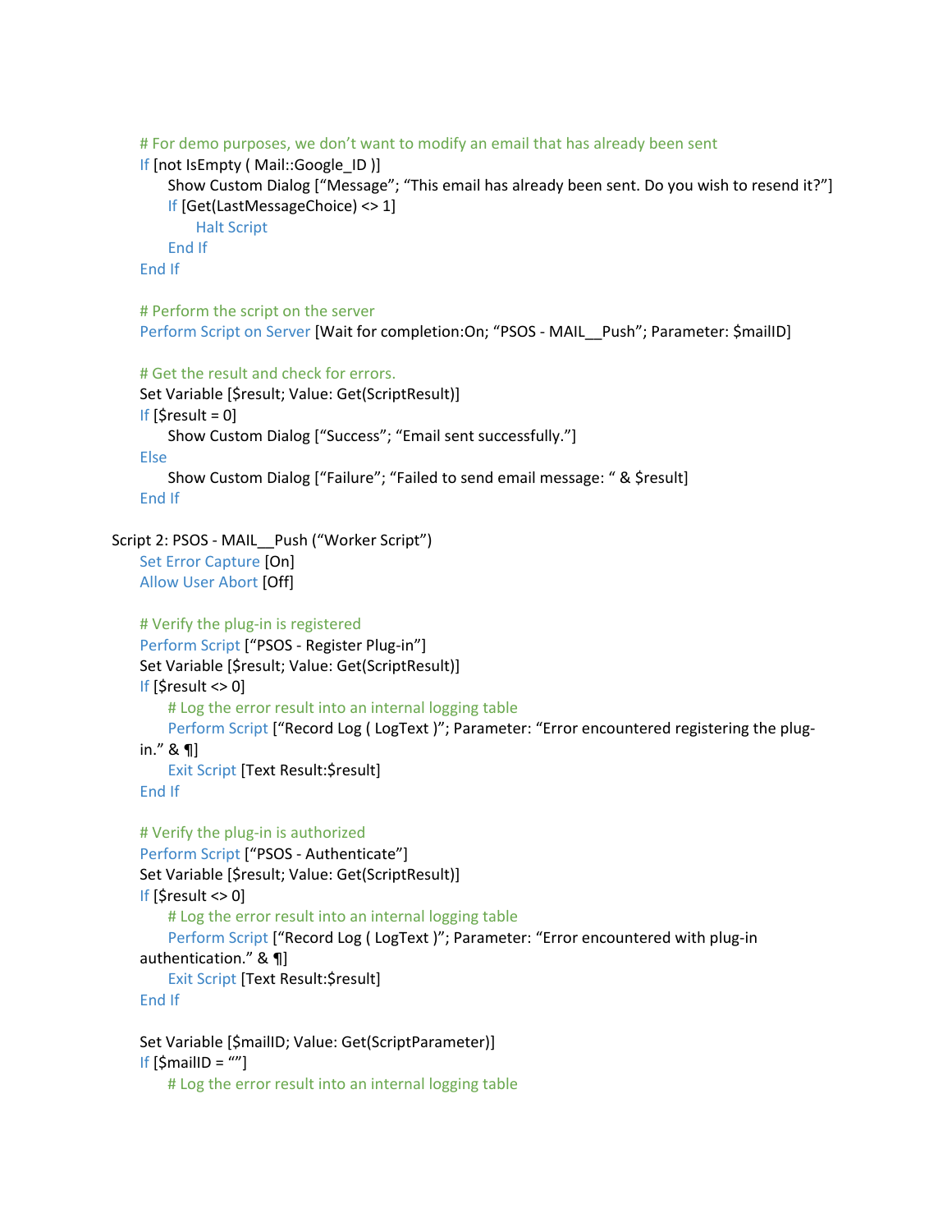```
# For demo purposes, we don't want to modify an email that has already been sent
If [not IsEmpty ( Mail::Google_ID )]
    Show Custom Dialog ["Message"; "This email has already been sent. Do you wish to resend it?"]
    If [Get(LastMessageChoice) <> 1]
        Halt Script
    End If
End If

# Perform the script on the server
Perform Script on Server [Wait for completion:On; "PSOS - MAIL__Push"; Parameter: $mailID]

# Get the result and check for errors.
Set Variable [$result; Value: Get(ScriptResult)]
If [$result = 0]
    Show Custom Dialog ["Success"; "Email sent successfully."]
Else
    Show Custom Dialog ["Failure"; "Failed to send email message: " & $result]
End If
```

Script 2: PSOS - MAIL__Push ("Worker Script")

```
Set Error Capture [On]
Allow User Abort [Off]

# Verify the plug-in is registered
Perform Script ["PSOS - Register Plug-in"]
Set Variable [$result; Value: Get(ScriptResult)]
If [$result <> 0]
    # Log the error result into an internal logging table
    Perform Script ["Record Log ( LogText )"; Parameter: "Error encountered registering the plug-in." & ¶]
    Exit Script [Text Result:$result]
End If

# Verify the plug-in is authorized
Perform Script ["PSOS - Authenticate"]
Set Variable [$result; Value: Get(ScriptResult)]
If [$result <> 0]
    # Log the error result into an internal logging table
    Perform Script ["Record Log ( LogText )"; Parameter: "Error encountered with plug-in authentication." & ¶]
    Exit Script [Text Result:$result]
End If

Set Variable [$mailID; Value: Get(ScriptParameter)]
If [$mailID = ""]
    # Log the error result into an internal logging table
```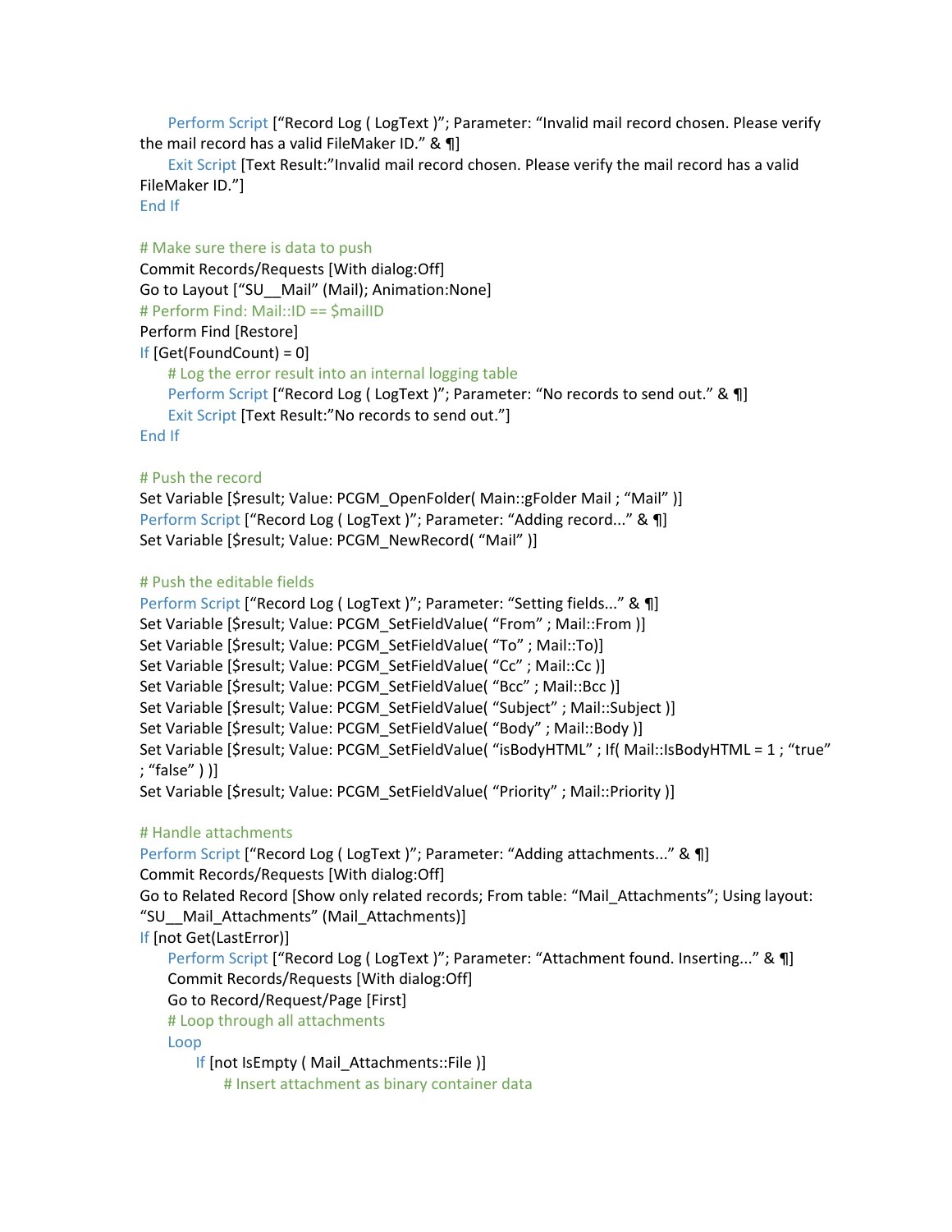```
    Perform Script ["Record Log ( LogText )"; Parameter: "Invalid mail record chosen. Please verify the mail record has a valid FileMaker ID." & ¶]
    Exit Script [Text Result:"Invalid mail record chosen. Please verify the mail record has a valid FileMaker ID."]
End If

# Make sure there is data to push
Commit Records/Requests [With dialog:Off]
Go to Layout ["SU__Mail" (Mail); Animation:None]
# Perform Find: Mail::ID == $mailID
Perform Find [Restore]
If [Get(FoundCount) = 0]
    # Log the error result into an internal logging table
    Perform Script ["Record Log ( LogText )"; Parameter: "No records to send out." & ¶]
    Exit Script [Text Result:"No records to send out."]
End If

# Push the record
Set Variable [$result; Value: PCGM_OpenFolder( Main::gFolder Mail ; "Mail" )]
Perform Script ["Record Log ( LogText )"; Parameter: "Adding record..." & ¶]
Set Variable [$result; Value: PCGM_NewRecord( "Mail" )]

# Push the editable fields
Perform Script ["Record Log ( LogText )"; Parameter: "Setting fields..." & ¶]
Set Variable [$result; Value: PCGM_SetFieldValue( "From" ; Mail::From )]
Set Variable [$result; Value: PCGM_SetFieldValue( "To" ; Mail::To)]
Set Variable [$result; Value: PCGM_SetFieldValue( "Cc" ; Mail::Cc )]
Set Variable [$result; Value: PCGM_SetFieldValue( "Bcc" ; Mail::Bcc )]
Set Variable [$result; Value: PCGM_SetFieldValue( "Subject" ; Mail::Subject )]
Set Variable [$result; Value: PCGM_SetFieldValue( "Body" ; Mail::Body )]
Set Variable [$result; Value: PCGM_SetFieldValue( "isBodyHTML" ; If( Mail::IsBodyHTML = 1 ; "true" ; "false" ) )]
Set Variable [$result; Value: PCGM_SetFieldValue( "Priority" ; Mail::Priority )]

# Handle attachments
Perform Script ["Record Log ( LogText )"; Parameter: "Adding attachments..." & ¶]
Commit Records/Requests [With dialog:Off]
Go to Related Record [Show only related records; From table: "Mail_Attachments"; Using layout: "SU__Mail_Attachments" (Mail_Attachments)]
If [not Get(LastError)]
    Perform Script ["Record Log ( LogText )"; Parameter: "Attachment found. Inserting..." & ¶]
    Commit Records/Requests [With dialog:Off]
    Go to Record/Request/Page [First]
    # Loop through all attachments
    Loop
        If [not IsEmpty ( Mail_Attachments::File )]
            # Insert attachment as binary container data
```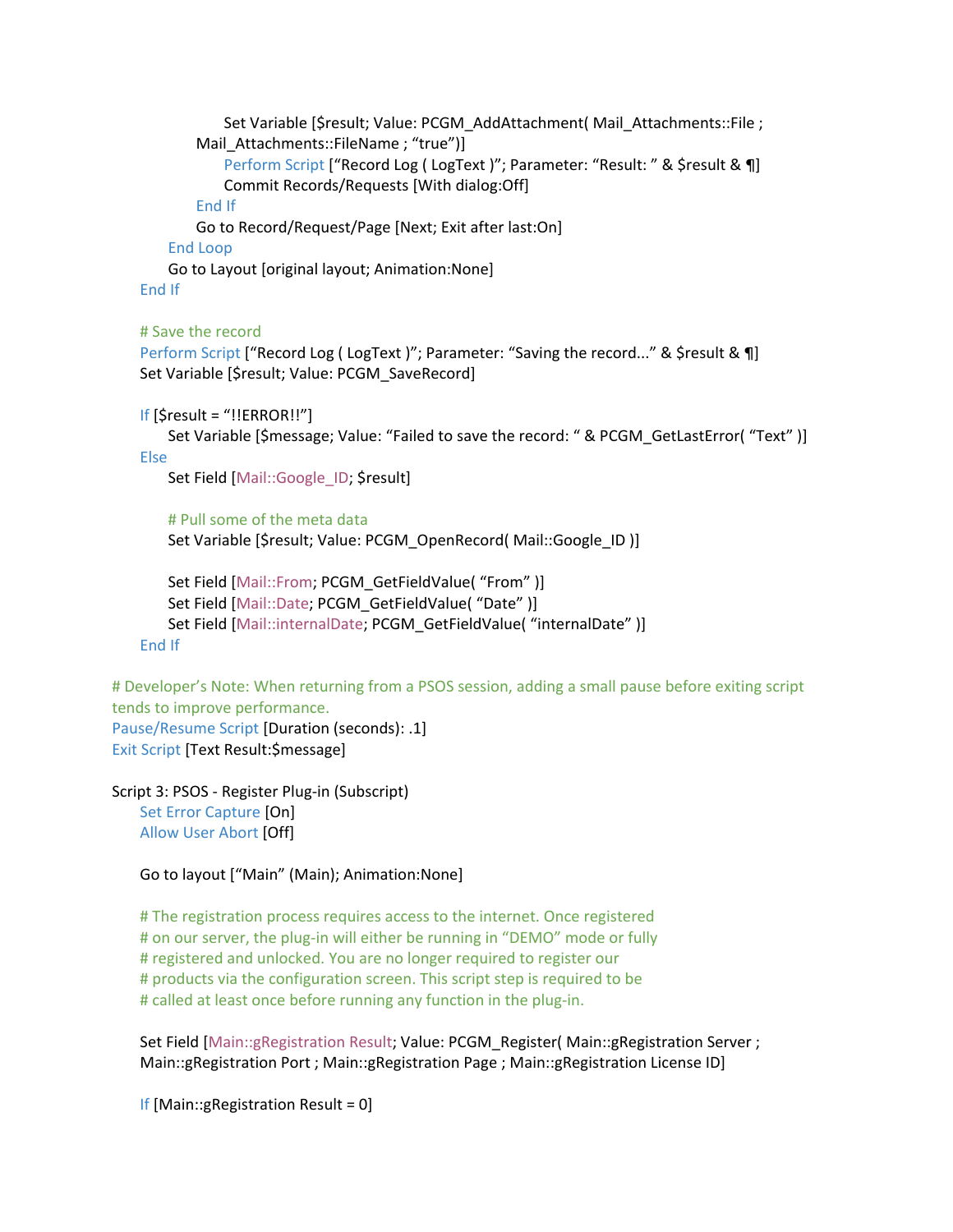```
                Set Variable [$result; Value: PCGM_AddAttachment( Mail_Attachments::File ;
            Mail_Attachments::FileName ; “true”)]
                Perform Script [“Record Log ( LogText )”; Parameter: “Result: ” & $result & ¶]
                Commit Records/Requests [With dialog:Off]
            End If
            Go to Record/Request/Page [Next; Exit after last:On]
        End Loop
        Go to Layout [original layout; Animation:None]
    End If

    # Save the record
    Perform Script [“Record Log ( LogText )”; Parameter: “Saving the record...” & $result & ¶]
    Set Variable [$result; Value: PCGM_SaveRecord]

    If [$result = “!!ERROR!!”]
        Set Variable [$message; Value: “Failed to save the record: “ & PCGM_GetLastError( “Text” )]
    Else
        Set Field [Mail::Google_ID; $result]

        # Pull some of the meta data
        Set Variable [$result; Value: PCGM_OpenRecord( Mail::Google_ID )]

        Set Field [Mail::From; PCGM_GetFieldValue( “From” )]
        Set Field [Mail::Date; PCGM_GetFieldValue( “Date” )]
        Set Field [Mail::internalDate; PCGM_GetFieldValue( “internalDate” )]
    End If

# Developer’s Note: When returning from a PSOS session, adding a small pause before exiting script
tends to improve performance.
Pause/Resume Script [Duration (seconds): .1]
Exit Script [Text Result:$message]
```

Script 3: PSOS - Register Plug-in (Subscript)

```
    Set Error Capture [On]
    Allow User Abort [Off]

    Go to layout [“Main” (Main); Animation:None]

    # The registration process requires access to the internet. Once registered
    # on our server, the plug-in will either be running in “DEMO” mode or fully
    # registered and unlocked. You are no longer required to register our
    # products via the configuration screen. This script step is required to be
    # called at least once before running any function in the plug-in.

    Set Field [Main::gRegistration Result; Value: PCGM_Register( Main::gRegistration Server ;
    Main::gRegistration Port ; Main::gRegistration Page ; Main::gRegistration License ID]

    If [Main::gRegistration Result = 0]
```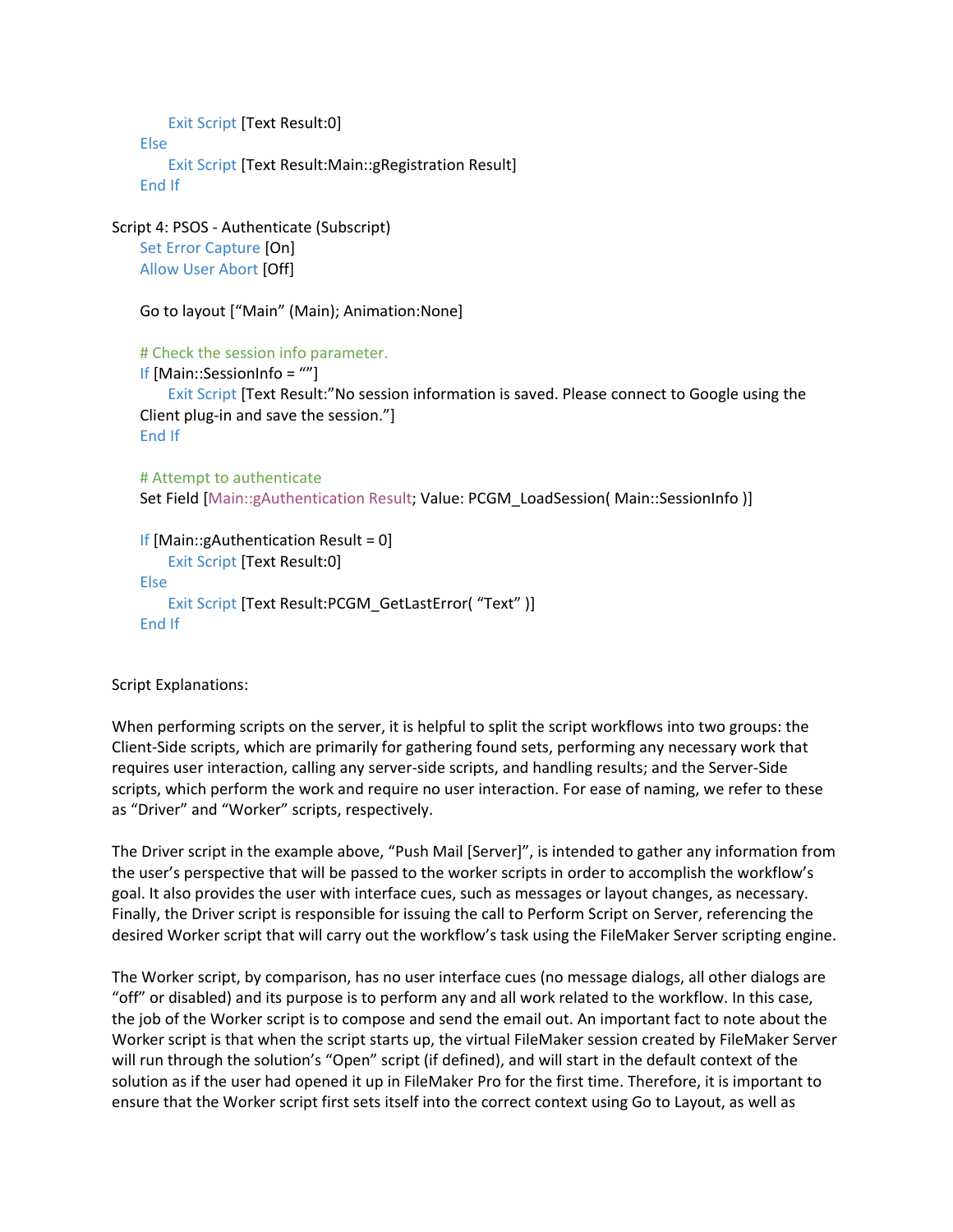```
        Exit Script [Text Result:0]
    Else
        Exit Script [Text Result:Main::gRegistration Result]
    End If
```

Script 4: PSOS - Authenticate (Subscript)

```
    Set Error Capture [On]
    Allow User Abort [Off]

    Go to layout [“Main” (Main); Animation:None]

    # Check the session info parameter.
    If [Main::SessionInfo = “”]
        Exit Script [Text Result:”No session information is saved. Please connect to Google using the
    Client plug-in and save the session.”]
    End If

    # Attempt to authenticate
    Set Field [Main::gAuthentication Result; Value: PCGM_LoadSession( Main::SessionInfo )]

    If [Main::gAuthentication Result = 0]
        Exit Script [Text Result:0]
    Else
        Exit Script [Text Result:PCGM_GetLastError( “Text” )]
    End If
```

Script Explanations:

When performing scripts on the server, it is helpful to split the script workflows into two groups: the Client-Side scripts, which are primarily for gathering found sets, performing any necessary work that requires user interaction, calling any server-side scripts, and handling results; and the Server-Side scripts, which perform the work and require no user interaction. For ease of naming, we refer to these as “Driver” and “Worker” scripts, respectively.

The Driver script in the example above, “Push Mail [Server]”, is intended to gather any information from the user’s perspective that will be passed to the worker scripts in order to accomplish the workflow’s goal. It also provides the user with interface cues, such as messages or layout changes, as necessary. Finally, the Driver script is responsible for issuing the call to Perform Script on Server, referencing the desired Worker script that will carry out the workflow’s task using the FileMaker Server scripting engine.

The Worker script, by comparison, has no user interface cues (no message dialogs, all other dialogs are “off” or disabled) and its purpose is to perform any and all work related to the workflow. In this case, the job of the Worker script is to compose and send the email out. An important fact to note about the Worker script is that when the script starts up, the virtual FileMaker session created by FileMaker Server will run through the solution’s “Open” script (if defined), and will start in the default context of the solution as if the user had opened it up in FileMaker Pro for the first time. Therefore, it is important to ensure that the Worker script first sets itself into the correct context using Go to Layout, as well as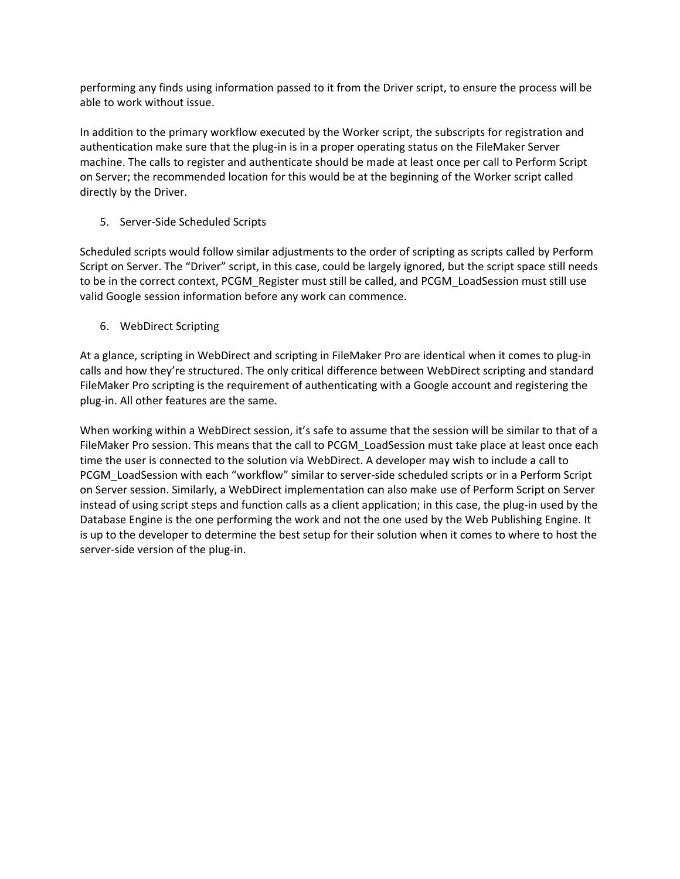performing any finds using information passed to it from the Driver script, to ensure the process will be able to work without issue.

In addition to the primary workflow executed by the Worker script, the subscripts for registration and authentication make sure that the plug-in is in a proper operating status on the FileMaker Server machine. The calls to register and authenticate should be made at least once per call to Perform Script on Server; the recommended location for this would be at the beginning of the Worker script called directly by the Driver.

5. Server-Side Scheduled Scripts

Scheduled scripts would follow similar adjustments to the order of scripting as scripts called by Perform Script on Server. The "Driver" script, in this case, could be largely ignored, but the script space still needs to be in the correct context, PCGM_Register must still be called, and PCGM_LoadSession must still use valid Google session information before any work can commence.

6. WebDirect Scripting

At a glance, scripting in WebDirect and scripting in FileMaker Pro are identical when it comes to plug-in calls and how they're structured. The only critical difference between WebDirect scripting and standard FileMaker Pro scripting is the requirement of authenticating with a Google account and registering the plug-in. All other features are the same.

When working within a WebDirect session, it's safe to assume that the session will be similar to that of a FileMaker Pro session. This means that the call to PCGM_LoadSession must take place at least once each time the user is connected to the solution via WebDirect. A developer may wish to include a call to PCGM_LoadSession with each "workflow" similar to server-side scheduled scripts or in a Perform Script on Server session. Similarly, a WebDirect implementation can also make use of Perform Script on Server instead of using script steps and function calls as a client application; in this case, the plug-in used by the Database Engine is the one performing the work and not the one used by the Web Publishing Engine. It is up to the developer to determine the best setup for their solution when it comes to where to host the server-side version of the plug-in.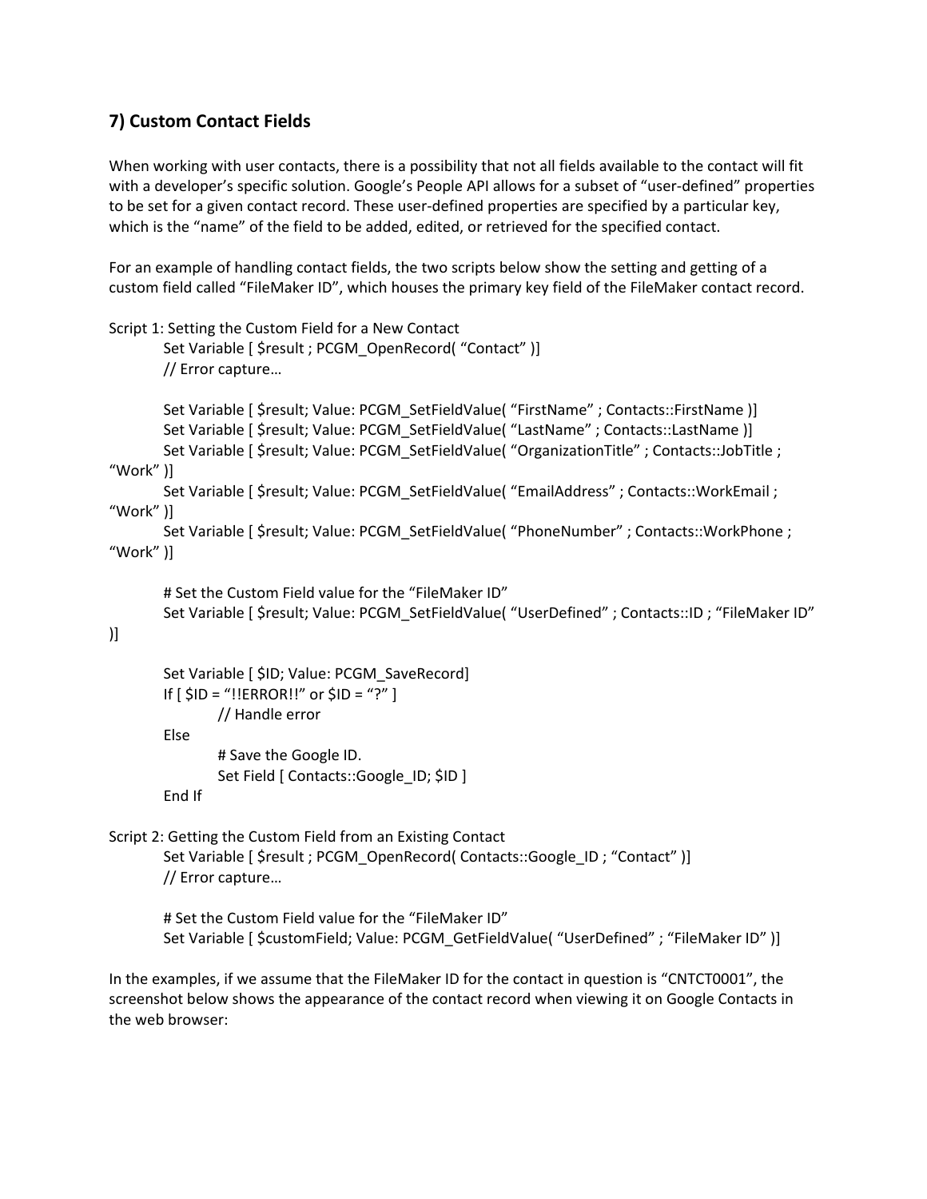## 7) Custom Contact Fields

When working with user contacts, there is a possibility that not all fields available to the contact will fit with a developer's specific solution. Google's People API allows for a subset of "user-defined" properties to be set for a given contact record. These user-defined properties are specified by a particular key, which is the "name" of the field to be added, edited, or retrieved for the specified contact.

For an example of handling contact fields, the two scripts below show the setting and getting of a custom field called "FileMaker ID", which houses the primary key field of the FileMaker contact record.

Script 1: Setting the Custom Field for a New Contact

```
Set Variable [ $result ; PCGM_OpenRecord( "Contact" )]
// Error capture…

Set Variable [ $result; Value: PCGM_SetFieldValue( "FirstName" ; Contacts::FirstName )]
Set Variable [ $result; Value: PCGM_SetFieldValue( "LastName" ; Contacts::LastName )]
Set Variable [ $result; Value: PCGM_SetFieldValue( "OrganizationTitle" ; Contacts::JobTitle ; "Work" )]
Set Variable [ $result; Value: PCGM_SetFieldValue( "EmailAddress" ; Contacts::WorkEmail ; "Work" )]
Set Variable [ $result; Value: PCGM_SetFieldValue( "PhoneNumber" ; Contacts::WorkPhone ; "Work" )]

# Set the Custom Field value for the "FileMaker ID"
Set Variable [ $result; Value: PCGM_SetFieldValue( "UserDefined" ; Contacts::ID ; "FileMaker ID" )]

Set Variable [ $ID; Value: PCGM_SaveRecord]
If [ $ID = "!!ERROR!!" or $ID = "?" ]
    // Handle error
Else
    # Save the Google ID.
    Set Field [ Contacts::Google_ID; $ID ]
End If
```

Script 2: Getting the Custom Field from an Existing Contact

```
Set Variable [ $result ; PCGM_OpenRecord( Contacts::Google_ID ; "Contact" )]
// Error capture…

# Set the Custom Field value for the "FileMaker ID"
Set Variable [ $customField; Value: PCGM_GetFieldValue( "UserDefined" ; "FileMaker ID" )]
```

In the examples, if we assume that the FileMaker ID for the contact in question is "CNTCT0001", the screenshot below shows the appearance of the contact record when viewing it on Google Contacts in the web browser: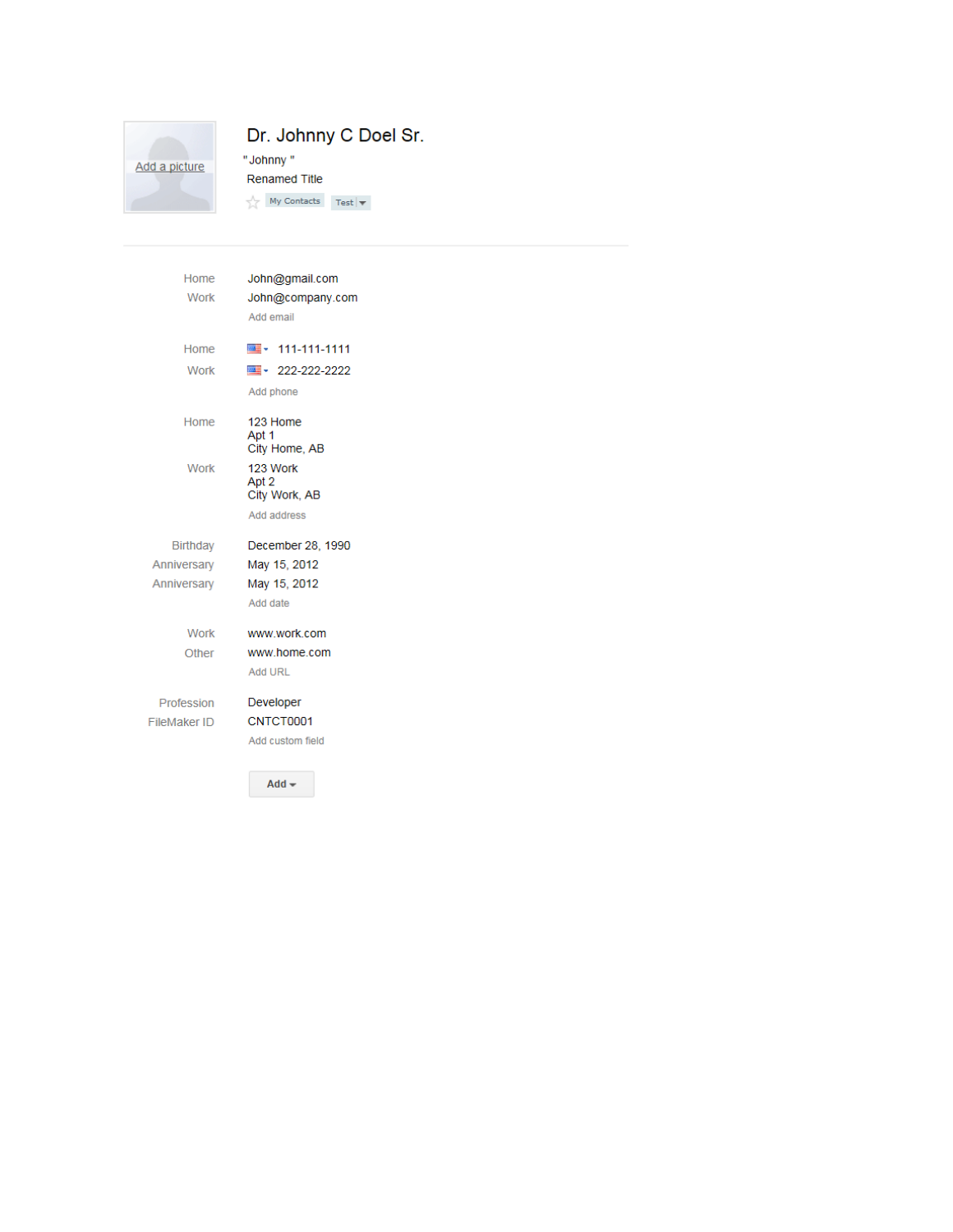Add a picture

# Dr. Johnny C Doel Sr.

"Johnny "

Renamed Title

My Contacts   Test

| | |
|---|---|
| Home | John@gmail.com |
| Work | John@company.com |
| | Add email |
| Home | 111-111-1111 |
| Work | 222-222-2222 |
| | Add phone |
| Home | 123 Home<br>Apt 1<br>City Home, AB |
| Work | 123 Work<br>Apt 2<br>City Work, AB |
| | Add address |
| Birthday | December 28, 1990 |
| Anniversary | May 15, 2012 |
| Anniversary | May 15, 2012 |
| | Add date |
| Work | www.work.com |
| Other | www.home.com |
| | Add URL |
| Profession | Developer |
| FileMaker ID | CNTCT0001 |
| | Add custom field |

Add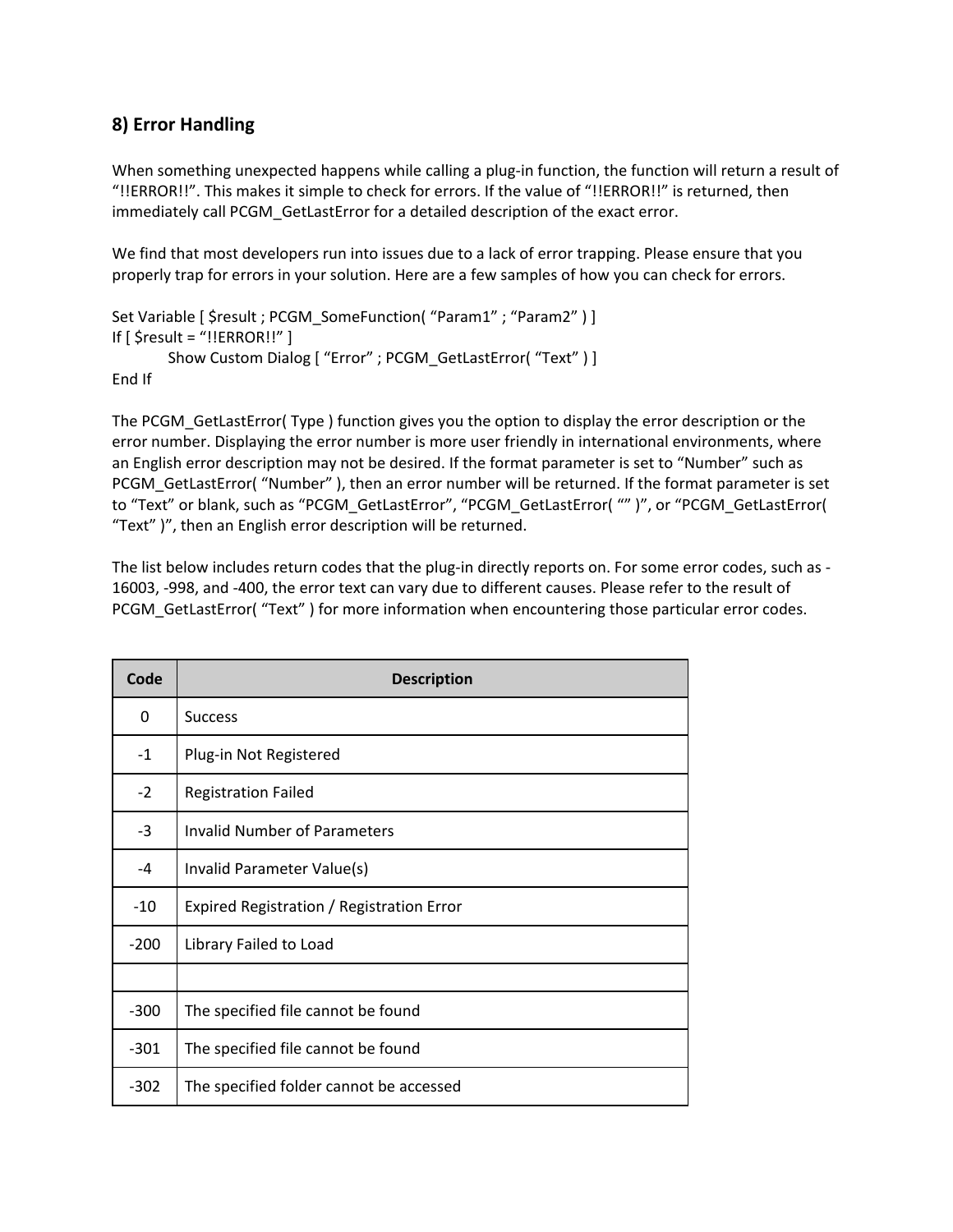## 8) Error Handling

When something unexpected happens while calling a plug-in function, the function will return a result of "!!ERROR!!". This makes it simple to check for errors. If the value of "!!ERROR!!" is returned, then immediately call PCGM_GetLastError for a detailed description of the exact error.

We find that most developers run into issues due to a lack of error trapping. Please ensure that you properly trap for errors in your solution. Here are a few samples of how you can check for errors.

```
Set Variable [ $result ; PCGM_SomeFunction( "Param1" ; "Param2" ) ]
If [ $result = "!!ERROR!!" ]
        Show Custom Dialog [ "Error" ; PCGM_GetLastError( "Text" ) ]
End If
```

The PCGM_GetLastError( Type ) function gives you the option to display the error description or the error number. Displaying the error number is more user friendly in international environments, where an English error description may not be desired. If the format parameter is set to "Number" such as PCGM_GetLastError( "Number" ), then an error number will be returned. If the format parameter is set to "Text" or blank, such as "PCGM_GetLastError", "PCGM_GetLastError( "" )", or "PCGM_GetLastError( "Text" )", then an English error description will be returned.

The list below includes return codes that the plug-in directly reports on. For some error codes, such as -16003, -998, and -400, the error text can vary due to different causes. Please refer to the result of PCGM_GetLastError( "Text" ) for more information when encountering those particular error codes.

| Code | Description |
|---|---|
| 0 | Success |
| -1 | Plug-in Not Registered |
| -2 | Registration Failed |
| -3 | Invalid Number of Parameters |
| -4 | Invalid Parameter Value(s) |
| -10 | Expired Registration / Registration Error |
| -200 | Library Failed to Load |
| | |
| -300 | The specified file cannot be found |
| -301 | The specified file cannot be found |
| -302 | The specified folder cannot be accessed |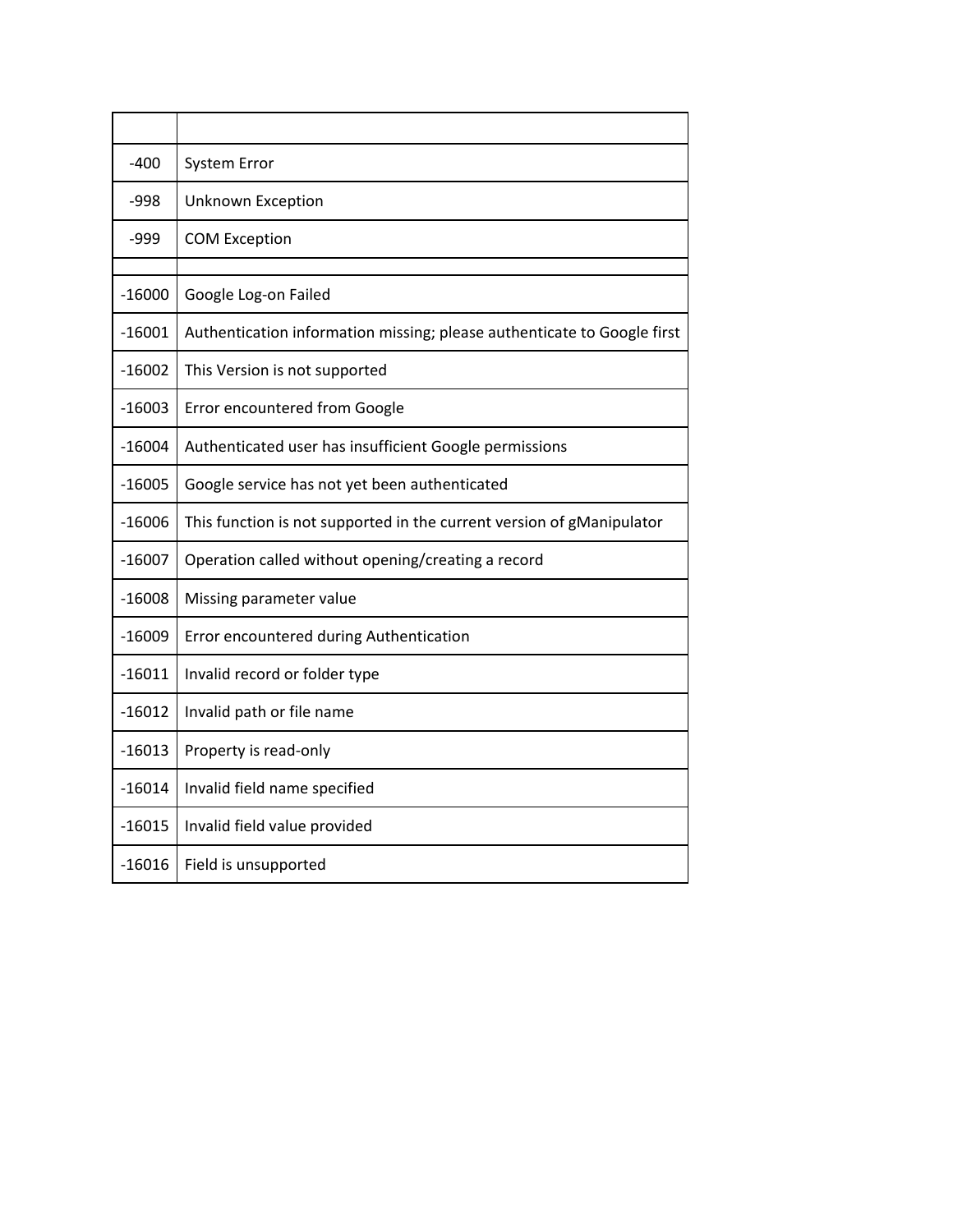| | |
|---|---|
| -400 | System Error |
| -998 | Unknown Exception |
| -999 | COM Exception |
| | |
| -16000 | Google Log-on Failed |
| -16001 | Authentication information missing; please authenticate to Google first |
| -16002 | This Version is not supported |
| -16003 | Error encountered from Google |
| -16004 | Authenticated user has insufficient Google permissions |
| -16005 | Google service has not yet been authenticated |
| -16006 | This function is not supported in the current version of gManipulator |
| -16007 | Operation called without opening/creating a record |
| -16008 | Missing parameter value |
| -16009 | Error encountered during Authentication |
| -16011 | Invalid record or folder type |
| -16012 | Invalid path or file name |
| -16013 | Property is read-only |
| -16014 | Invalid field name specified |
| -16015 | Invalid field value provided |
| -16016 | Field is unsupported |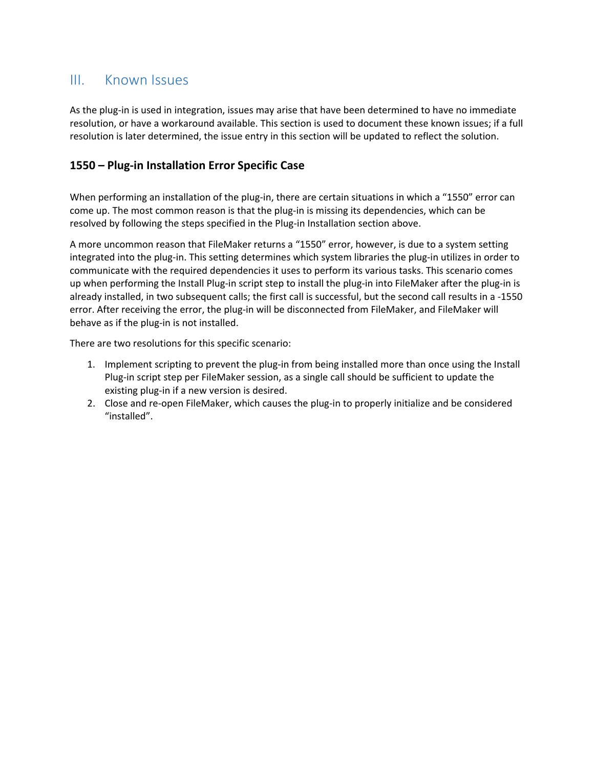## III. Known Issues

As the plug-in is used in integration, issues may arise that have been determined to have no immediate resolution, or have a workaround available. This section is used to document these known issues; if a full resolution is later determined, the issue entry in this section will be updated to reflect the solution.

### 1550 – Plug-in Installation Error Specific Case

When performing an installation of the plug-in, there are certain situations in which a “1550” error can come up. The most common reason is that the plug-in is missing its dependencies, which can be resolved by following the steps specified in the Plug-in Installation section above.

A more uncommon reason that FileMaker returns a “1550” error, however, is due to a system setting integrated into the plug-in. This setting determines which system libraries the plug-in utilizes in order to communicate with the required dependencies it uses to perform its various tasks. This scenario comes up when performing the Install Plug-in script step to install the plug-in into FileMaker after the plug-in is already installed, in two subsequent calls; the first call is successful, but the second call results in a -1550 error. After receiving the error, the plug-in will be disconnected from FileMaker, and FileMaker will behave as if the plug-in is not installed.

There are two resolutions for this specific scenario:

1. Implement scripting to prevent the plug-in from being installed more than once using the Install Plug-in script step per FileMaker session, as a single call should be sufficient to update the existing plug-in if a new version is desired.
2. Close and re-open FileMaker, which causes the plug-in to properly initialize and be considered “installed”.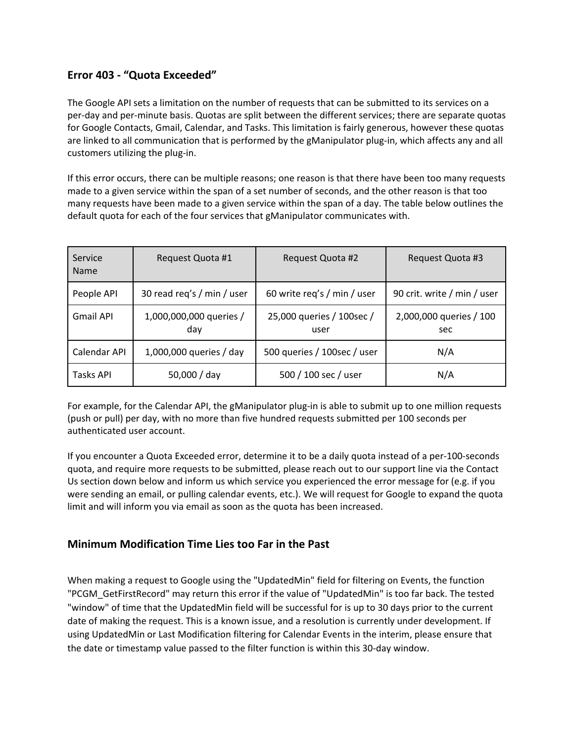## Error 403 - “Quota Exceeded”

The Google API sets a limitation on the number of requests that can be submitted to its services on a per-day and per-minute basis. Quotas are split between the different services; there are separate quotas for Google Contacts, Gmail, Calendar, and Tasks. This limitation is fairly generous, however these quotas are linked to all communication that is performed by the gManipulator plug-in, which affects any and all customers utilizing the plug-in.

If this error occurs, there can be multiple reasons; one reason is that there have been too many requests made to a given service within the span of a set number of seconds, and the other reason is that too many requests have been made to a given service within the span of a day. The table below outlines the default quota for each of the four services that gManipulator communicates with.

| Service Name | Request Quota #1 | Request Quota #2 | Request Quota #3 |
|---|---|---|---|
| People API | 30 read req’s / min / user | 60 write req’s / min / user | 90 crit. write / min / user |
| Gmail API | 1,000,000,000 queries / day | 25,000 queries / 100sec / user | 2,000,000 queries / 100 sec |
| Calendar API | 1,000,000 queries / day | 500 queries / 100sec / user | N/A |
| Tasks API | 50,000 / day | 500 / 100 sec / user | N/A |

For example, for the Calendar API, the gManipulator plug-in is able to submit up to one million requests (push or pull) per day, with no more than five hundred requests submitted per 100 seconds per authenticated user account.

If you encounter a Quota Exceeded error, determine it to be a daily quota instead of a per-100-seconds quota, and require more requests to be submitted, please reach out to our support line via the Contact Us section down below and inform us which service you experienced the error message for (e.g. if you were sending an email, or pulling calendar events, etc.). We will request for Google to expand the quota limit and will inform you via email as soon as the quota has been increased.

## Minimum Modification Time Lies too Far in the Past

When making a request to Google using the "UpdatedMin" field for filtering on Events, the function "PCGM_GetFirstRecord" may return this error if the value of "UpdatedMin" is too far back. The tested "window" of time that the UpdatedMin field will be successful for is up to 30 days prior to the current date of making the request. This is a known issue, and a resolution is currently under development. If using UpdatedMin or Last Modification filtering for Calendar Events in the interim, please ensure that the date or timestamp value passed to the filter function is within this 30-day window.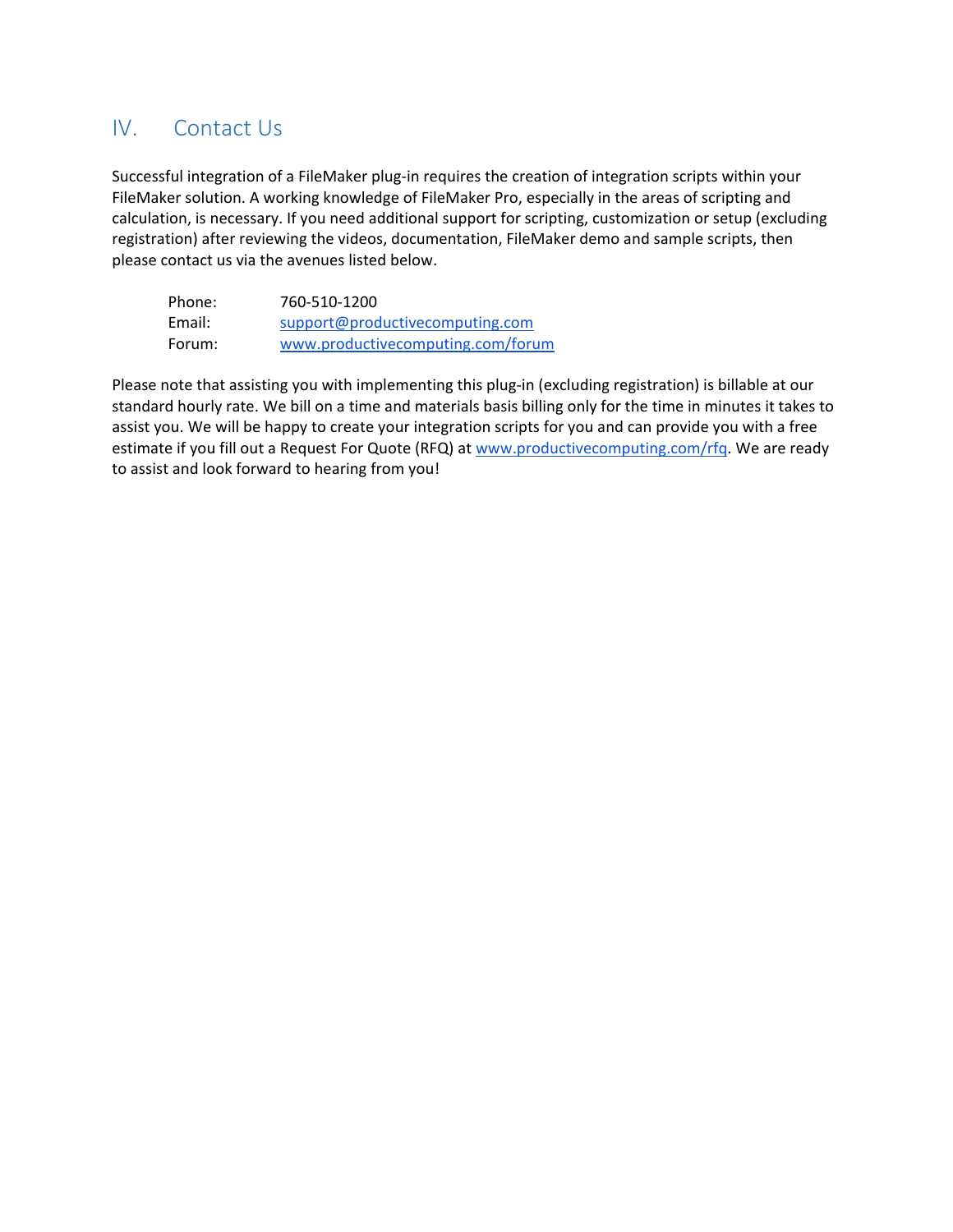## IV. Contact Us

Successful integration of a FileMaker plug-in requires the creation of integration scripts within your FileMaker solution. A working knowledge of FileMaker Pro, especially in the areas of scripting and calculation, is necessary. If you need additional support for scripting, customization or setup (excluding registration) after reviewing the videos, documentation, FileMaker demo and sample scripts, then please contact us via the avenues listed below.

| | |
|---|---|
| Phone: | 760-510-1200 |
| Email: | support@productivecomputing.com |
| Forum: | www.productivecomputing.com/forum |

Please note that assisting you with implementing this plug-in (excluding registration) is billable at our standard hourly rate. We bill on a time and materials basis billing only for the time in minutes it takes to assist you. We will be happy to create your integration scripts for you and can provide you with a free estimate if you fill out a Request For Quote (RFQ) at www.productivecomputing.com/rfq. We are ready to assist and look forward to hearing from you!